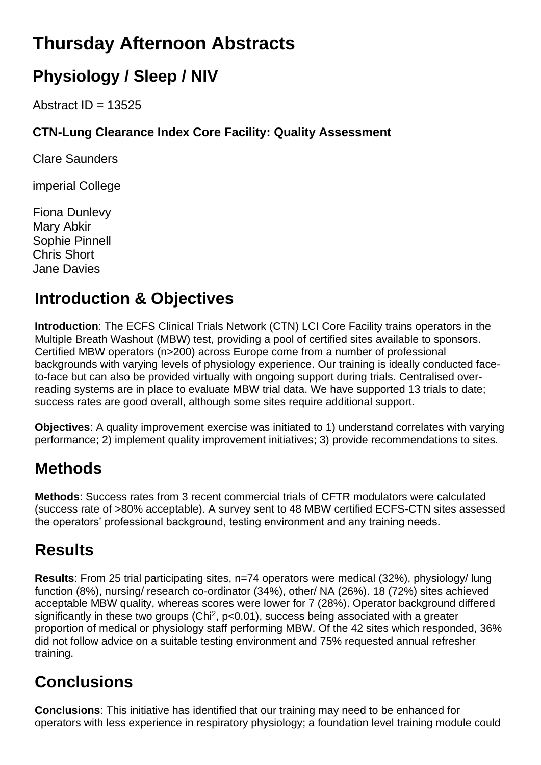# Thursday Afternoon Abstracts

## Physiology / Sleep / NIV

Abstract ID = 13525

### CTN-Lung Clearance Index Core Facility: Quality Assessment

Clare Saunders

imperial College

Fiona Dunlevy
Mary Abkir
Sophie Pinnell
Chris Short
Jane Davies

## Introduction & Objectives

**Introduction**: The ECFS Clinical Trials Network (CTN) LCI Core Facility trains operators in the Multiple Breath Washout (MBW) test, providing a pool of certified sites available to sponsors. Certified MBW operators (n>200) across Europe come from a number of professional backgrounds with varying levels of physiology experience. Our training is ideally conducted face-to-face but can also be provided virtually with ongoing support during trials. Centralised over-reading systems are in place to evaluate MBW trial data. We have supported 13 trials to date; success rates are good overall, although some sites require additional support.

**Objectives**: A quality improvement exercise was initiated to 1) understand correlates with varying performance; 2) implement quality improvement initiatives; 3) provide recommendations to sites.

## Methods

**Methods**: Success rates from 3 recent commercial trials of CFTR modulators were calculated (success rate of >80% acceptable). A survey sent to 48 MBW certified ECFS-CTN sites assessed the operators' professional background, testing environment and any training needs.

## Results

**Results**: From 25 trial participating sites, n=74 operators were medical (32%), physiology/ lung function (8%), nursing/ research co-ordinator (34%), other/ NA (26%). 18 (72%) sites achieved acceptable MBW quality, whereas scores were lower for 7 (28%). Operator background differed significantly in these two groups (Chi$^2$, $p<0.01$), success being associated with a greater proportion of medical or physiology staff performing MBW. Of the 42 sites which responded, 36% did not follow advice on a suitable testing environment and 75% requested annual refresher training.

## Conclusions

**Conclusions**: This initiative has identified that our training may need to be enhanced for operators with less experience in respiratory physiology; a foundation level training module could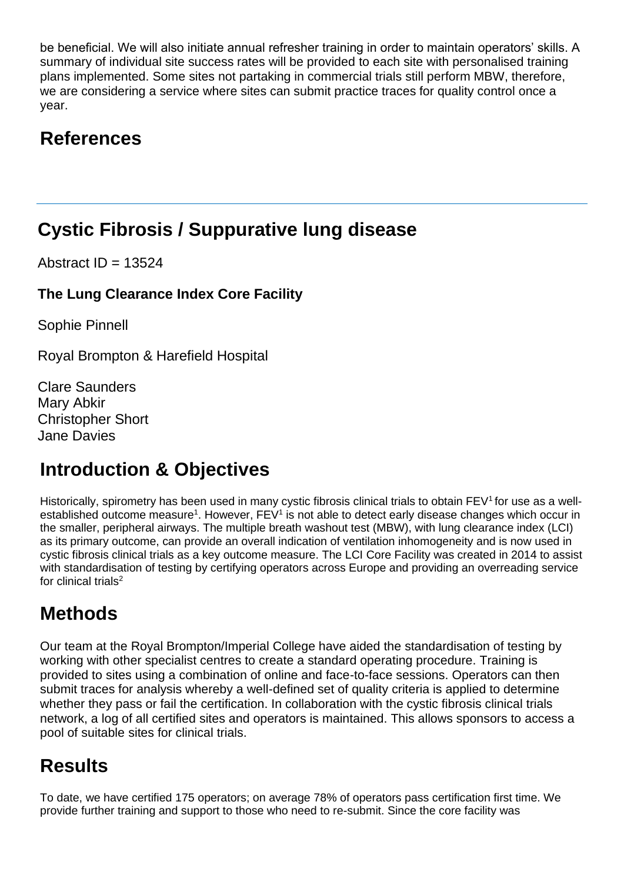be beneficial. We will also initiate annual refresher training in order to maintain operators' skills. A summary of individual site success rates will be provided to each site with personalised training plans implemented. Some sites not partaking in commercial trials still perform MBW, therefore, we are considering a service where sites can submit practice traces for quality control once a year.

## References

---

## Cystic Fibrosis / Suppurative lung disease

Abstract ID = 13524

**The Lung Clearance Index Core Facility**

Sophie Pinnell

Royal Brompton & Harefield Hospital

Clare Saunders
Mary Abkir
Christopher Short
Jane Davies

## Introduction & Objectives

Historically, spirometry has been used in many cystic fibrosis clinical trials to obtain $FEV_1$ for use as a well-established outcome measure[1]. However, $FEV_1$ is not able to detect early disease changes which occur in the smaller, peripheral airways. The multiple breath washout test (MBW), with lung clearance index (LCI) as its primary outcome, can provide an overall indication of ventilation inhomogeneity and is now used in cystic fibrosis clinical trials as a key outcome measure. The LCI Core Facility was created in 2014 to assist with standardisation of testing by certifying operators across Europe and providing an overreading service for clinical trials[2]

## Methods

Our team at the Royal Brompton/Imperial College have aided the standardisation of testing by working with other specialist centres to create a standard operating procedure. Training is provided to sites using a combination of online and face-to-face sessions. Operators can then submit traces for analysis whereby a well-defined set of quality criteria is applied to determine whether they pass or fail the certification. In collaboration with the cystic fibrosis clinical trials network, a log of all certified sites and operators is maintained. This allows sponsors to access a pool of suitable sites for clinical trials.

## Results

To date, we have certified 175 operators; on average 78% of operators pass certification first time. We provide further training and support to those who need to re-submit. Since the core facility was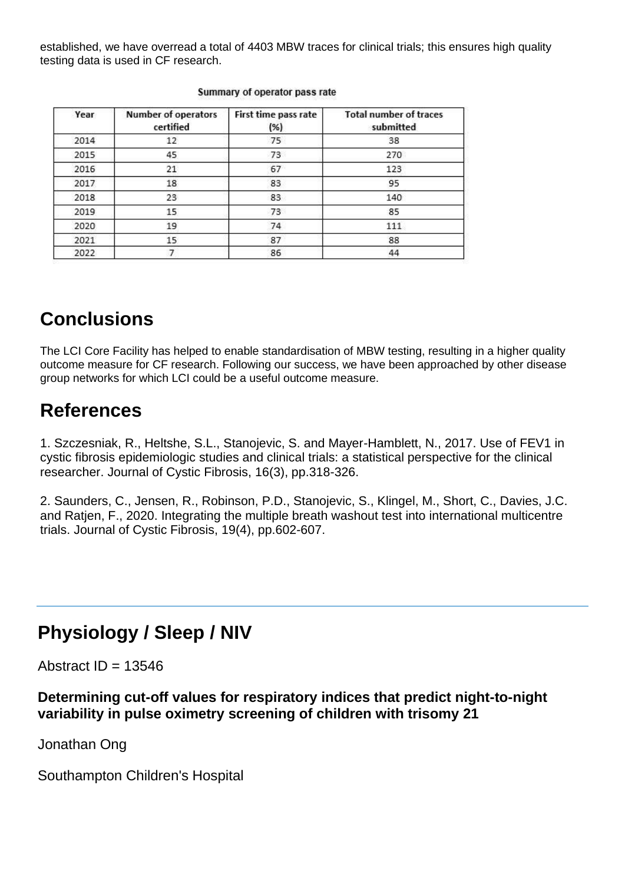established, we have overread a total of 4403 MBW traces for clinical trials; this ensures high quality testing data is used in CF research.

Summary of operator pass rate

| Year | Number of operators certified | First time pass rate (%) | Total number of traces submitted |
|---|---|---|---|
| 2014 | 12 | 75 | 38 |
| 2015 | 45 | 73 | 270 |
| 2016 | 21 | 67 | 123 |
| 2017 | 18 | 83 | 95 |
| 2018 | 23 | 83 | 140 |
| 2019 | 15 | 73 | 85 |
| 2020 | 19 | 74 | 111 |
| 2021 | 15 | 87 | 88 |
| 2022 | 7 | 86 | 44 |

## Conclusions

The LCI Core Facility has helped to enable standardisation of MBW testing, resulting in a higher quality outcome measure for CF research. Following our success, we have been approached by other disease group networks for which LCI could be a useful outcome measure.

## References

1. Szczesniak, R., Heltshe, S.L., Stanojevic, S. and Mayer-Hamblett, N., 2017. Use of FEV1 in cystic fibrosis epidemiologic studies and clinical trials: a statistical perspective for the clinical researcher. Journal of Cystic Fibrosis, 16(3), pp.318-326.

2. Saunders, C., Jensen, R., Robinson, P.D., Stanojevic, S., Klingel, M., Short, C., Davies, J.C. and Ratjen, F., 2020. Integrating the multiple breath washout test into international multicentre trials. Journal of Cystic Fibrosis, 19(4), pp.602-607.

---

# Physiology / Sleep / NIV

Abstract ID = 13546

**Determining cut-off values for respiratory indices that predict night-to-night variability in pulse oximetry screening of children with trisomy 21**

Jonathan Ong

Southampton Children's Hospital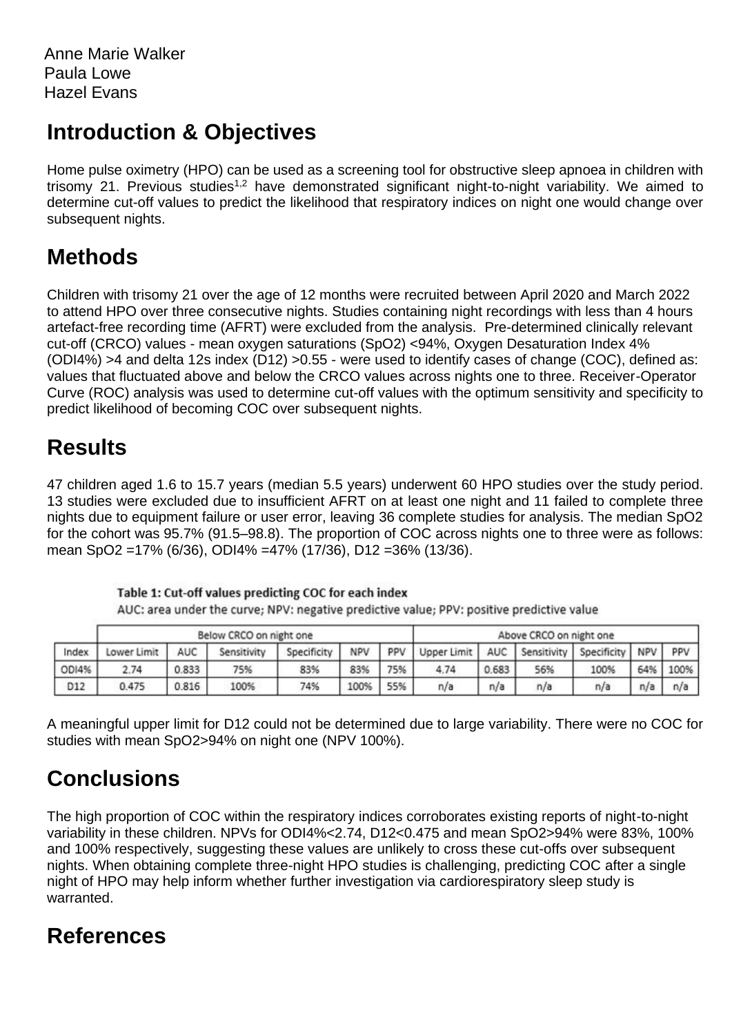Anne Marie Walker
Paula Lowe
Hazel Evans

## Introduction & Objectives

Home pulse oximetry (HPO) can be used as a screening tool for obstructive sleep apnoea in children with trisomy 21. Previous studies[1,2] have demonstrated significant night-to-night variability. We aimed to determine cut-off values to predict the likelihood that respiratory indices on night one would change over subsequent nights.

## Methods

Children with trisomy 21 over the age of 12 months were recruited between April 2020 and March 2022 to attend HPO over three consecutive nights. Studies containing night recordings with less than 4 hours artefact-free recording time (AFRT) were excluded from the analysis. Pre-determined clinically relevant cut-off (CRCO) values - mean oxygen saturations (SpO2) <94%, Oxygen Desaturation Index 4% (ODI4%) >4 and delta 12s index (D12) >0.55 - were used to identify cases of change (COC), defined as: values that fluctuated above and below the CRCO values across nights one to three. Receiver-Operator Curve (ROC) analysis was used to determine cut-off values with the optimum sensitivity and specificity to predict likelihood of becoming COC over subsequent nights.

## Results

47 children aged 1.6 to 15.7 years (median 5.5 years) underwent 60 HPO studies over the study period. 13 studies were excluded due to insufficient AFRT on at least one night and 11 failed to complete three nights due to equipment failure or user error, leaving 36 complete studies for analysis. The median SpO2 for the cohort was 95.7% (91.5–98.8). The proportion of COC across nights one to three were as follows: mean SpO2 =17% (6/36), ODI4% =47% (17/36), D12 =36% (13/36).

**Table 1: Cut-off values predicting COC for each index**

AUC: area under the curve; NPV: negative predictive value; PPV: positive predictive value

| | Below CRCO on night one | | | | | | Above CRCO on night one | | | | | |
|---|---|---|---|---|---|---|---|---|---|---|---|---|
| Index | Lower Limit | AUC | Sensitivity | Specificity | NPV | PPV | Upper Limit | AUC | Sensitivity | Specificity | NPV | PPV |
| ODI4% | 2.74 | 0.833 | 75% | 83% | 83% | 75% | 4.74 | 0.683 | 56% | 100% | 64% | 100% |
| D12 | 0.475 | 0.816 | 100% | 74% | 100% | 55% | n/a | n/a | n/a | n/a | n/a | n/a |

A meaningful upper limit for D12 could not be determined due to large variability. There were no COC for studies with mean SpO2>94% on night one (NPV 100%).

## Conclusions

The high proportion of COC within the respiratory indices corroborates existing reports of night-to-night variability in these children. NPVs for ODI4%<2.74, D12<0.475 and mean SpO2>94% were 83%, 100% and 100% respectively, suggesting these values are unlikely to cross these cut-offs over subsequent nights. When obtaining complete three-night HPO studies is challenging, predicting COC after a single night of HPO may help inform whether further investigation via cardiorespiratory sleep study is warranted.

## References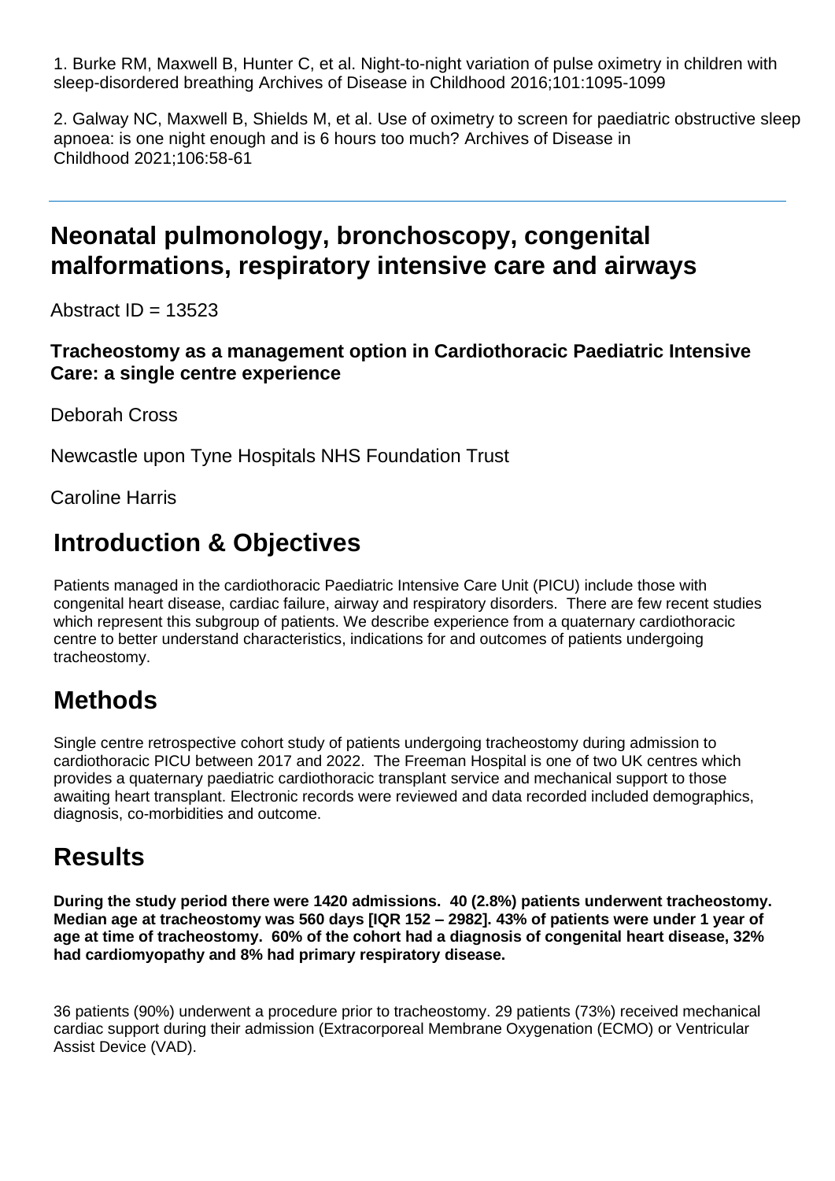1. Burke RM, Maxwell B, Hunter C, et al. Night-to-night variation of pulse oximetry in children with sleep-disordered breathing Archives of Disease in Childhood 2016;101:1095-1099

2. Galway NC, Maxwell B, Shields M, et al. Use of oximetry to screen for paediatric obstructive sleep apnoea: is one night enough and is 6 hours too much? Archives of Disease in Childhood 2021;106:58-61

---

# Neonatal pulmonology, bronchoscopy, congenital malformations, respiratory intensive care and airways

Abstract ID = 13523

### Tracheostomy as a management option in Cardiothoracic Paediatric Intensive Care: a single centre experience

Deborah Cross

Newcastle upon Tyne Hospitals NHS Foundation Trust

Caroline Harris

## Introduction & Objectives

Patients managed in the cardiothoracic Paediatric Intensive Care Unit (PICU) include those with congenital heart disease, cardiac failure, airway and respiratory disorders. There are few recent studies which represent this subgroup of patients. We describe experience from a quaternary cardiothoracic centre to better understand characteristics, indications for and outcomes of patients undergoing tracheostomy.

## Methods

Single centre retrospective cohort study of patients undergoing tracheostomy during admission to cardiothoracic PICU between 2017 and 2022. The Freeman Hospital is one of two UK centres which provides a quaternary paediatric cardiothoracic transplant service and mechanical support to those awaiting heart transplant. Electronic records were reviewed and data recorded included demographics, diagnosis, co-morbidities and outcome.

## Results

**During the study period there were 1420 admissions. 40 (2.8%) patients underwent tracheostomy. Median age at tracheostomy was 560 days [IQR 152 – 2982]. 43% of patients were under 1 year of age at time of tracheostomy. 60% of the cohort had a diagnosis of congenital heart disease, 32% had cardiomyopathy and 8% had primary respiratory disease.**

36 patients (90%) underwent a procedure prior to tracheostomy. 29 patients (73%) received mechanical cardiac support during their admission (Extracorporeal Membrane Oxygenation (ECMO) or Ventricular Assist Device (VAD).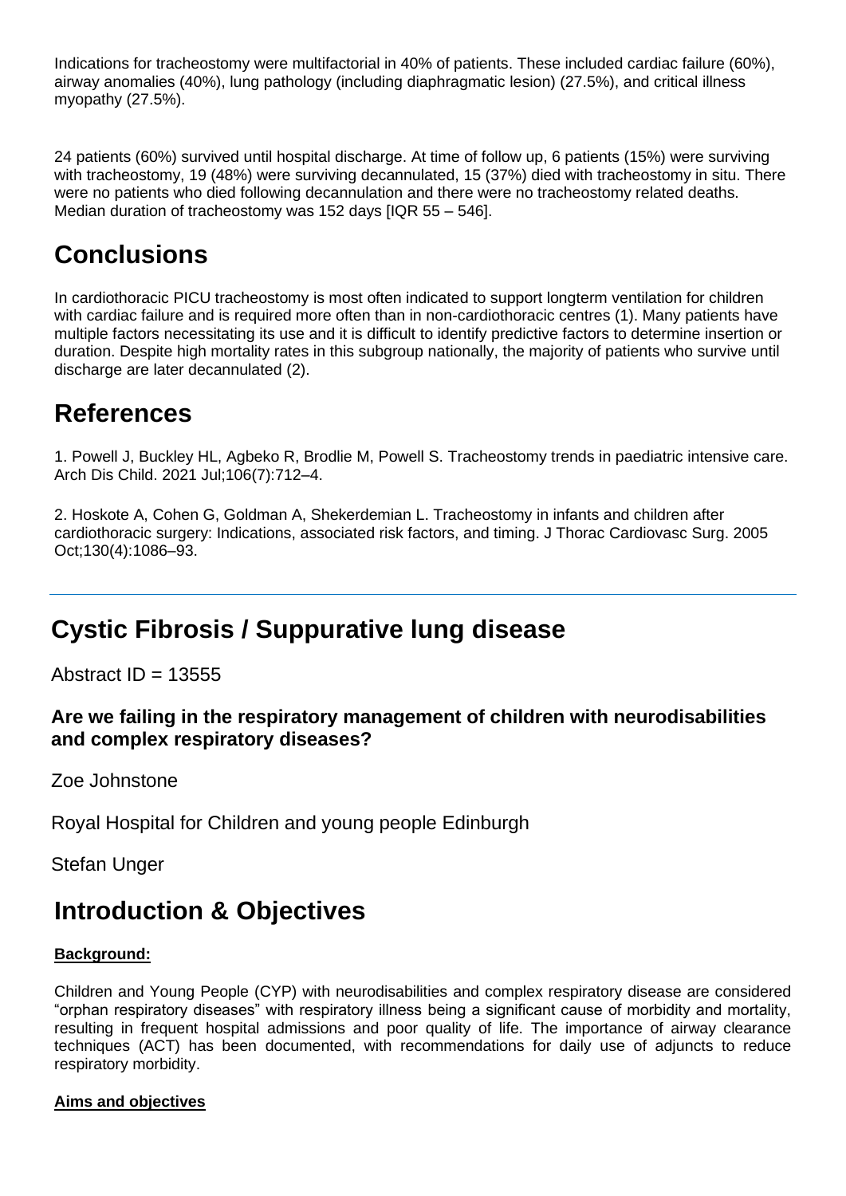Indications for tracheostomy were multifactorial in 40% of patients. These included cardiac failure (60%), airway anomalies (40%), lung pathology (including diaphragmatic lesion) (27.5%), and critical illness myopathy (27.5%).

24 patients (60%) survived until hospital discharge. At time of follow up, 6 patients (15%) were surviving with tracheostomy, 19 (48%) were surviving decannulated, 15 (37%) died with tracheostomy in situ. There were no patients who died following decannulation and there were no tracheostomy related deaths. Median duration of tracheostomy was 152 days [IQR 55 – 546].

## Conclusions

In cardiothoracic PICU tracheostomy is most often indicated to support longterm ventilation for children with cardiac failure and is required more often than in non-cardiothoracic centres (1). Many patients have multiple factors necessitating its use and it is difficult to identify predictive factors to determine insertion or duration. Despite high mortality rates in this subgroup nationally, the majority of patients who survive until discharge are later decannulated (2).

## References

1. Powell J, Buckley HL, Agbeko R, Brodlie M, Powell S. Tracheostomy trends in paediatric intensive care. Arch Dis Child. 2021 Jul;106(7):712–4.

2. Hoskote A, Cohen G, Goldman A, Shekerdemian L. Tracheostomy in infants and children after cardiothoracic surgery: Indications, associated risk factors, and timing. J Thorac Cardiovasc Surg. 2005 Oct;130(4):1086–93.

---

# Cystic Fibrosis / Suppurative lung disease

Abstract ID = 13555

### Are we failing in the respiratory management of children with neurodisabilities and complex respiratory diseases?

Zoe Johnstone

Royal Hospital for Children and young people Edinburgh

Stefan Unger

## Introduction & Objectives

**Background:**

Children and Young People (CYP) with neurodisabilities and complex respiratory disease are considered "orphan respiratory diseases" with respiratory illness being a significant cause of morbidity and mortality, resulting in frequent hospital admissions and poor quality of life. The importance of airway clearance techniques (ACT) has been documented, with recommendations for daily use of adjuncts to reduce respiratory morbidity.

**Aims and objectives**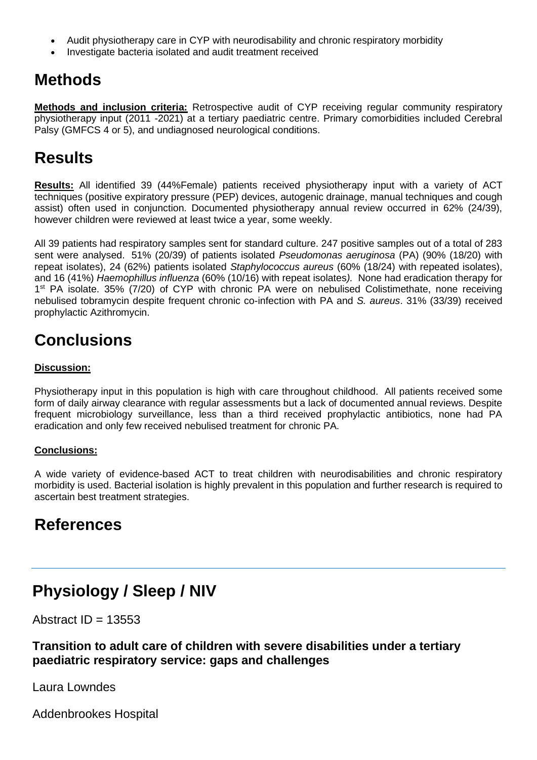- Audit physiotherapy care in CYP with neurodisability and chronic respiratory morbidity
- Investigate bacteria isolated and audit treatment received

## Methods

**Methods and inclusion criteria:** Retrospective audit of CYP receiving regular community respiratory physiotherapy input (2011 -2021) at a tertiary paediatric centre. Primary comorbidities included Cerebral Palsy (GMFCS 4 or 5), and undiagnosed neurological conditions.

## Results

**Results:** All identified 39 (44%Female) patients received physiotherapy input with a variety of ACT techniques (positive expiratory pressure (PEP) devices, autogenic drainage, manual techniques and cough assist) often used in conjunction. Documented physiotherapy annual review occurred in 62% (24/39), however children were reviewed at least twice a year, some weekly.

All 39 patients had respiratory samples sent for standard culture. 247 positive samples out of a total of 283 sent were analysed. 51% (20/39) of patients isolated *Pseudomonas aeruginosa* (PA) (90% (18/20) with repeat isolates), 24 (62%) patients isolated *Staphylococcus aureus* (60% (18/24) with repeated isolates), and 16 (41%) *Haemophillus influenza* (60% (10/16) with repeat isolates). None had eradication therapy for 1st PA isolate. 35% (7/20) of CYP with chronic PA were on nebulised Colistimethate, none receiving nebulised tobramycin despite frequent chronic co-infection with PA and *S. aureus*. 31% (33/39) received prophylactic Azithromycin.

## Conclusions

**Discussion:**

Physiotherapy input in this population is high with care throughout childhood. All patients received some form of daily airway clearance with regular assessments but a lack of documented annual reviews. Despite frequent microbiology surveillance, less than a third received prophylactic antibiotics, none had PA eradication and only few received nebulised treatment for chronic PA.

**Conclusions:**

A wide variety of evidence-based ACT to treat children with neurodisabilities and chronic respiratory morbidity is used. Bacterial isolation is highly prevalent in this population and further research is required to ascertain best treatment strategies.

## References

---

# Physiology / Sleep / NIV

Abstract ID = 13553

### Transition to adult care of children with severe disabilities under a tertiary paediatric respiratory service: gaps and challenges

Laura Lowndes

Addenbrookes Hospital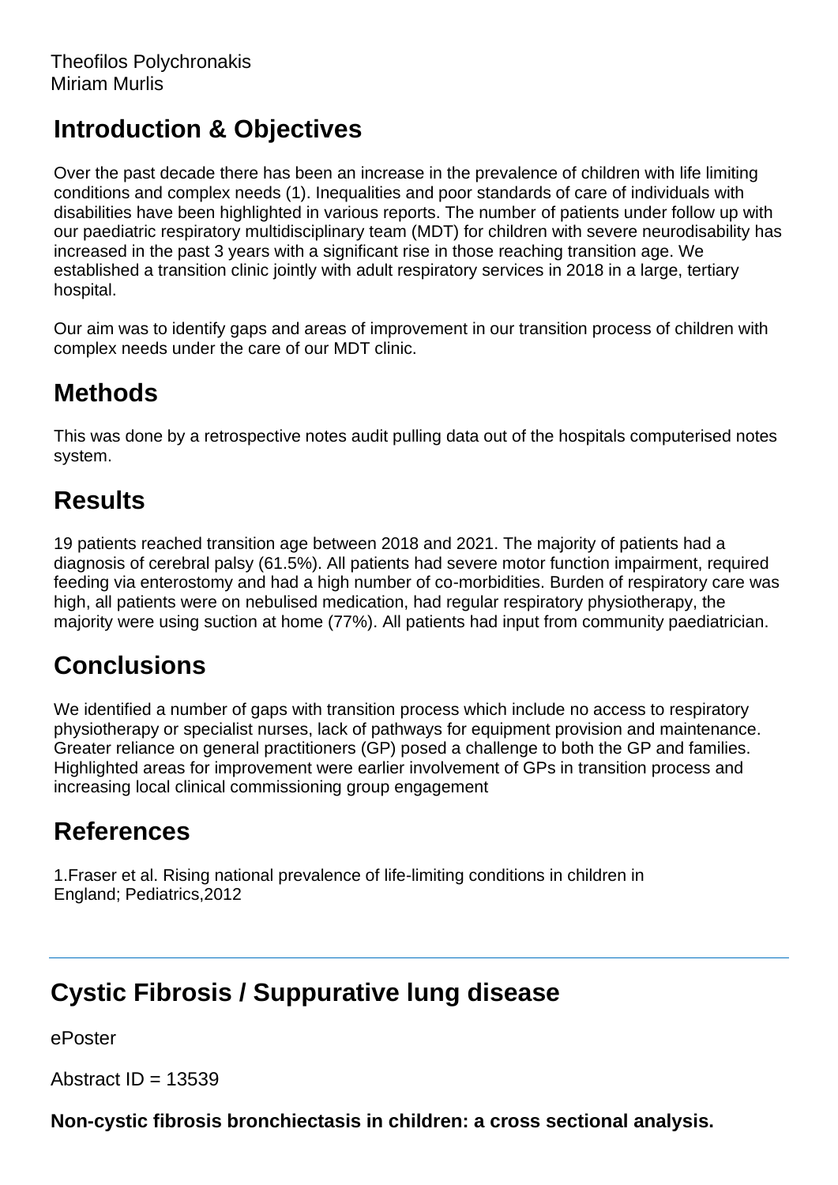Theofilos Polychronakis
Miriam Murlis

## Introduction & Objectives

Over the past decade there has been an increase in the prevalence of children with life limiting conditions and complex needs (1). Inequalities and poor standards of care of individuals with disabilities have been highlighted in various reports. The number of patients under follow up with our paediatric respiratory multidisciplinary team (MDT) for children with severe neurodisability has increased in the past 3 years with a significant rise in those reaching transition age. We established a transition clinic jointly with adult respiratory services in 2018 in a large, tertiary hospital.

Our aim was to identify gaps and areas of improvement in our transition process of children with complex needs under the care of our MDT clinic.

## Methods

This was done by a retrospective notes audit pulling data out of the hospitals computerised notes system.

## Results

19 patients reached transition age between 2018 and 2021. The majority of patients had a diagnosis of cerebral palsy (61.5%). All patients had severe motor function impairment, required feeding via enterostomy and had a high number of co-morbidities. Burden of respiratory care was high, all patients were on nebulised medication, had regular respiratory physiotherapy, the majority were using suction at home (77%). All patients had input from community paediatrician.

## Conclusions

We identified a number of gaps with transition process which include no access to respiratory physiotherapy or specialist nurses, lack of pathways for equipment provision and maintenance. Greater reliance on general practitioners (GP) posed a challenge to both the GP and families. Highlighted areas for improvement were earlier involvement of GPs in transition process and increasing local clinical commissioning group engagement

## References

1.Fraser et al. Rising national prevalence of life-limiting conditions in children in England; Pediatrics,2012

---

# Cystic Fibrosis / Suppurative lung disease

ePoster

Abstract ID = 13539

**Non-cystic fibrosis bronchiectasis in children: a cross sectional analysis.**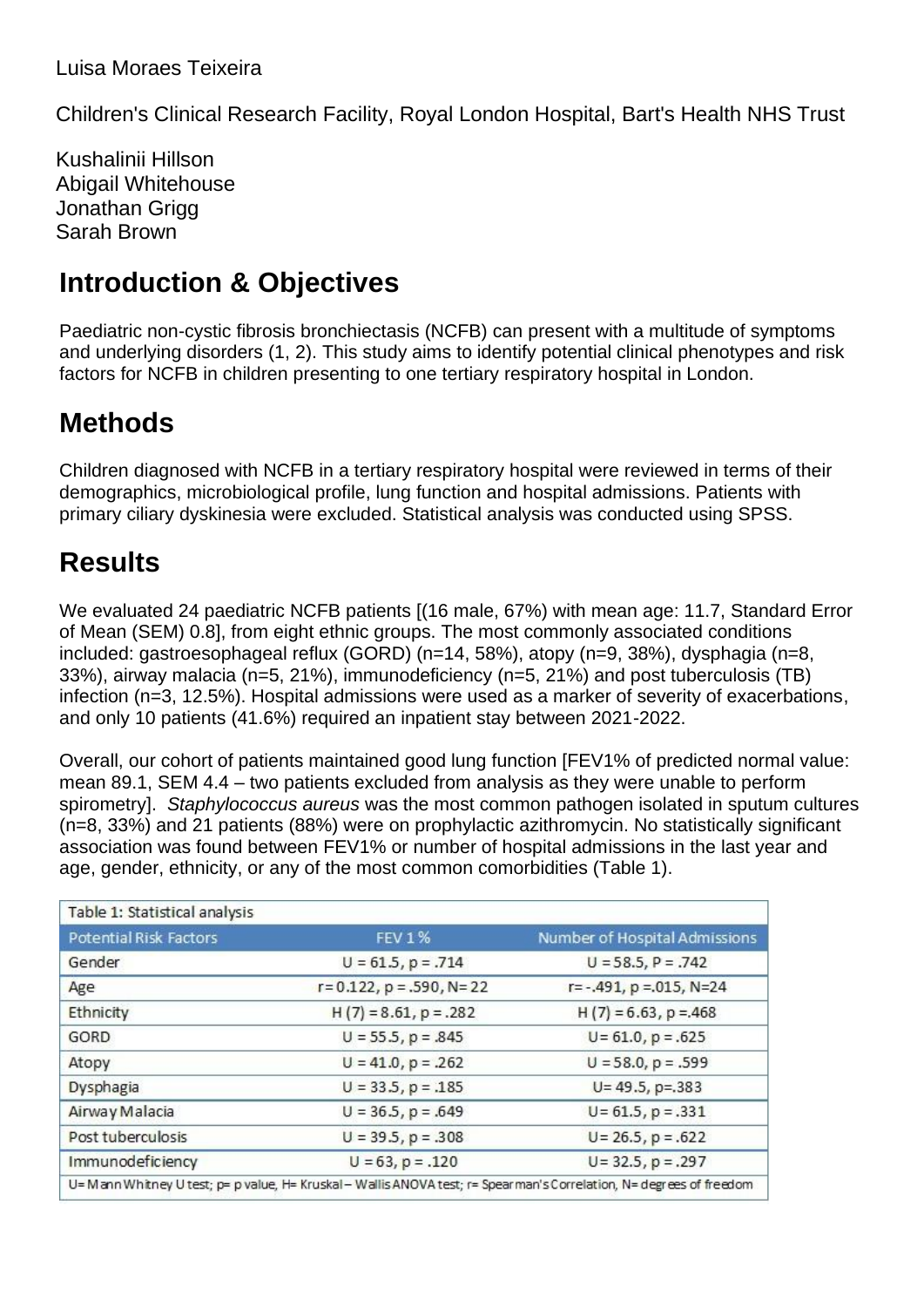Luisa Moraes Teixeira

Children's Clinical Research Facility, Royal London Hospital, Bart's Health NHS Trust

Kushalinii Hillson
Abigail Whitehouse
Jonathan Grigg
Sarah Brown

## Introduction & Objectives

Paediatric non-cystic fibrosis bronchiectasis (NCFB) can present with a multitude of symptoms and underlying disorders (1, 2). This study aims to identify potential clinical phenotypes and risk factors for NCFB in children presenting to one tertiary respiratory hospital in London.

## Methods

Children diagnosed with NCFB in a tertiary respiratory hospital were reviewed in terms of their demographics, microbiological profile, lung function and hospital admissions. Patients with primary ciliary dyskinesia were excluded. Statistical analysis was conducted using SPSS.

## Results

We evaluated 24 paediatric NCFB patients [(16 male, 67%) with mean age: 11.7, Standard Error of Mean (SEM) 0.8], from eight ethnic groups. The most commonly associated conditions included: gastroesophageal reflux (GORD) (n=14, 58%), atopy (n=9, 38%), dysphagia (n=8, 33%), airway malacia (n=5, 21%), immunodeficiency (n=5, 21%) and post tuberculosis (TB) infection (n=3, 12.5%). Hospital admissions were used as a marker of severity of exacerbations, and only 10 patients (41.6%) required an inpatient stay between 2021-2022.

Overall, our cohort of patients maintained good lung function [FEV1% of predicted normal value: mean 89.1, SEM 4.4 – two patients excluded from analysis as they were unable to perform spirometry]. *Staphylococcus aureus* was the most common pathogen isolated in sputum cultures (n=8, 33%) and 21 patients (88%) were on prophylactic azithromycin. No statistically significant association was found between FEV1% or number of hospital admissions in the last year and age, gender, ethnicity, or any of the most common comorbidities (Table 1).

Table 1: Statistical analysis

| Potential Risk Factors | FEV 1% | Number of Hospital Admissions |
|---|---|---|
| Gender | U = 61.5, p = .714 | U = 58.5, P = .742 |
| Age | r = 0.122, p = .590, N = 22 | r = -.491, p = .015, N = 24 |
| Ethnicity | H (7) = 8.61, p = .282 | H (7) = 6.63, p = .468 |
| GORD | U = 55.5, p = .845 | U = 61.0, p = .625 |
| Atopy | U = 41.0, p = .262 | U = 58.0, p = .599 |
| Dysphagia | U = 33.5, p = .185 | U = 49.5, p = .383 |
| Airway Malacia | U = 36.5, p = .649 | U = 61.5, p = .331 |
| Post tuberculosis | U = 39.5, p = .308 | U = 26.5, p = .622 |
| Immunodeficiency | U = 63, p = .120 | U = 32.5, p = .297 |

U= Mann Whitney U test; p= p value, H= Kruskal – Wallis ANOVA test; r= Spearman's Correlation, N= degrees of freedom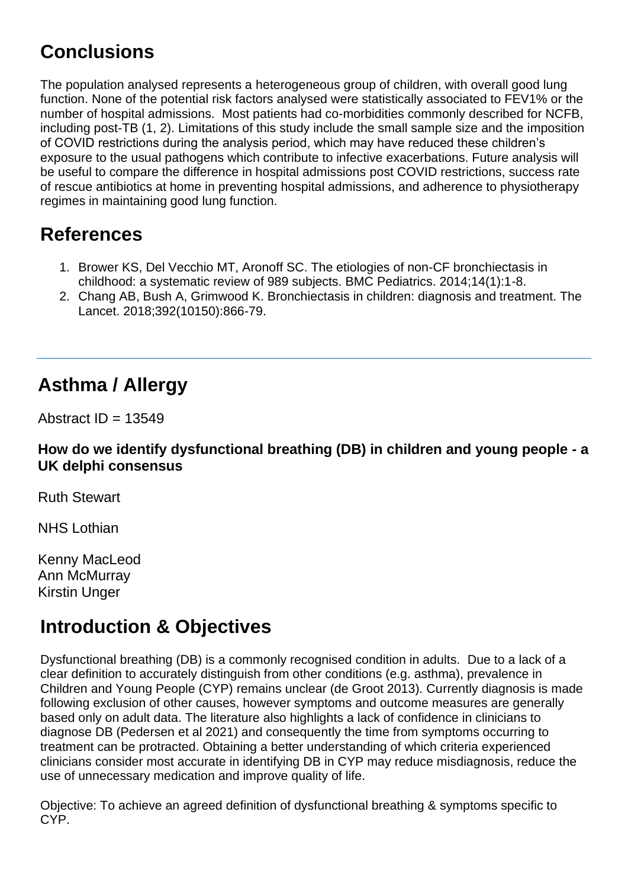## Conclusions

The population analysed represents a heterogeneous group of children, with overall good lung function. None of the potential risk factors analysed were statistically associated to FEV1% or the number of hospital admissions. Most patients had co-morbidities commonly described for NCFB, including post-TB (1, 2). Limitations of this study include the small sample size and the imposition of COVID restrictions during the analysis period, which may have reduced these children's exposure to the usual pathogens which contribute to infective exacerbations. Future analysis will be useful to compare the difference in hospital admissions post COVID restrictions, success rate of rescue antibiotics at home in preventing hospital admissions, and adherence to physiotherapy regimes in maintaining good lung function.

## References

1. Brower KS, Del Vecchio MT, Aronoff SC. The etiologies of non-CF bronchiectasis in childhood: a systematic review of 989 subjects. BMC Pediatrics. 2014;14(1):1-8.
2. Chang AB, Bush A, Grimwood K. Bronchiectasis in children: diagnosis and treatment. The Lancet. 2018;392(10150):866-79.

---

# Asthma / Allergy

Abstract ID = 13549

**How do we identify dysfunctional breathing (DB) in children and young people - a UK delphi consensus**

Ruth Stewart

NHS Lothian

Kenny MacLeod
Ann McMurray
Kirstin Unger

## Introduction & Objectives

Dysfunctional breathing (DB) is a commonly recognised condition in adults. Due to a lack of a clear definition to accurately distinguish from other conditions (e.g. asthma), prevalence in Children and Young People (CYP) remains unclear (de Groot 2013). Currently diagnosis is made following exclusion of other causes, however symptoms and outcome measures are generally based only on adult data. The literature also highlights a lack of confidence in clinicians to diagnose DB (Pedersen et al 2021) and consequently the time from symptoms occurring to treatment can be protracted. Obtaining a better understanding of which criteria experienced clinicians consider most accurate in identifying DB in CYP may reduce misdiagnosis, reduce the use of unnecessary medication and improve quality of life.

Objective: To achieve an agreed definition of dysfunctional breathing & symptoms specific to CYP.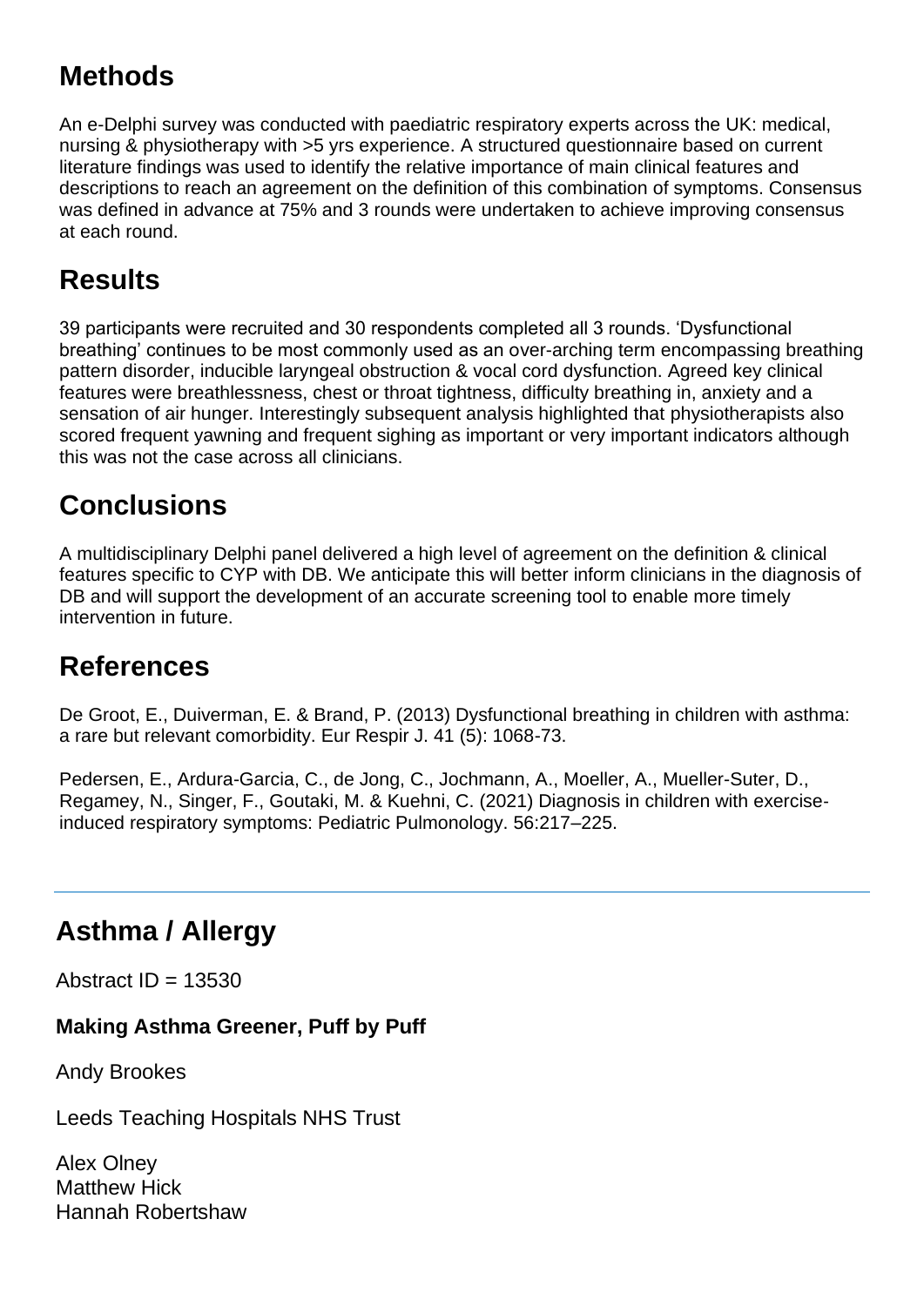## Methods

An e-Delphi survey was conducted with paediatric respiratory experts across the UK: medical, nursing & physiotherapy with >5 yrs experience. A structured questionnaire based on current literature findings was used to identify the relative importance of main clinical features and descriptions to reach an agreement on the definition of this combination of symptoms. Consensus was defined in advance at 75% and 3 rounds were undertaken to achieve improving consensus at each round.

## Results

39 participants were recruited and 30 respondents completed all 3 rounds. 'Dysfunctional breathing' continues to be most commonly used as an over-arching term encompassing breathing pattern disorder, inducible laryngeal obstruction & vocal cord dysfunction. Agreed key clinical features were breathlessness, chest or throat tightness, difficulty breathing in, anxiety and a sensation of air hunger. Interestingly subsequent analysis highlighted that physiotherapists also scored frequent yawning and frequent sighing as important or very important indicators although this was not the case across all clinicians.

## Conclusions

A multidisciplinary Delphi panel delivered a high level of agreement on the definition & clinical features specific to CYP with DB. We anticipate this will better inform clinicians in the diagnosis of DB and will support the development of an accurate screening tool to enable more timely intervention in future.

## References

De Groot, E., Duiverman, E. & Brand, P. (2013) Dysfunctional breathing in children with asthma: a rare but relevant comorbidity. Eur Respir J. 41 (5): 1068-73.

Pedersen, E., Ardura-Garcia, C., de Jong, C., Jochmann, A., Moeller, A., Mueller-Suter, D., Regamey, N., Singer, F., Goutaki, M. & Kuehni, C. (2021) Diagnosis in children with exercise-induced respiratory symptoms: Pediatric Pulmonology. 56:217–225.

---

# Asthma / Allergy

Abstract ID = 13530

**Making Asthma Greener, Puff by Puff**

Andy Brookes

Leeds Teaching Hospitals NHS Trust

Alex Olney
Matthew Hick
Hannah Robertshaw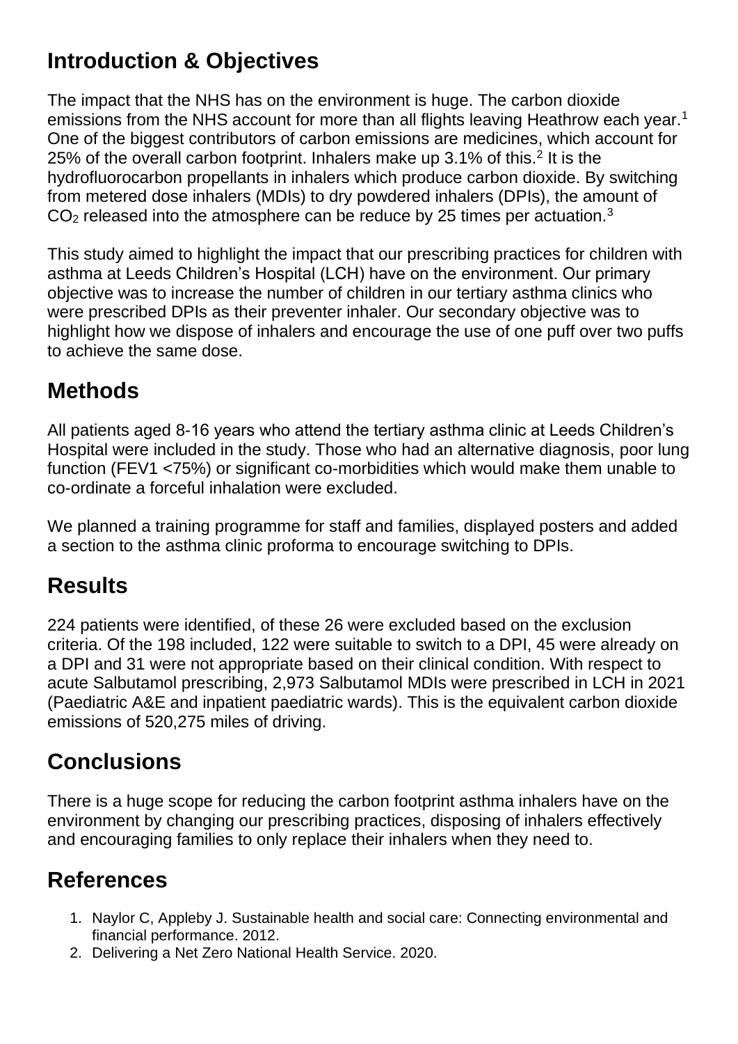## Introduction & Objectives

The impact that the NHS has on the environment is huge. The carbon dioxide emissions from the NHS account for more than all flights leaving Heathrow each year.[1] One of the biggest contributors of carbon emissions are medicines, which account for 25% of the overall carbon footprint. Inhalers make up 3.1% of this.[2] It is the hydrofluorocarbon propellants in inhalers which produce carbon dioxide. By switching from metered dose inhalers (MDIs) to dry powdered inhalers (DPIs), the amount of $CO_2$ released into the atmosphere can be reduce by 25 times per actuation.[3]

This study aimed to highlight the impact that our prescribing practices for children with asthma at Leeds Children's Hospital (LCH) have on the environment. Our primary objective was to increase the number of children in our tertiary asthma clinics who were prescribed DPIs as their preventer inhaler. Our secondary objective was to highlight how we dispose of inhalers and encourage the use of one puff over two puffs to achieve the same dose.

## Methods

All patients aged 8-16 years who attend the tertiary asthma clinic at Leeds Children's Hospital were included in the study. Those who had an alternative diagnosis, poor lung function (FEV1 <75%) or significant co-morbidities which would make them unable to co-ordinate a forceful inhalation were excluded.

We planned a training programme for staff and families, displayed posters and added a section to the asthma clinic proforma to encourage switching to DPIs.

## Results

224 patients were identified, of these 26 were excluded based on the exclusion criteria. Of the 198 included, 122 were suitable to switch to a DPI, 45 were already on a DPI and 31 were not appropriate based on their clinical condition. With respect to acute Salbutamol prescribing, 2,973 Salbutamol MDIs were prescribed in LCH in 2021 (Paediatric A&E and inpatient paediatric wards). This is the equivalent carbon dioxide emissions of 520,275 miles of driving.

## Conclusions

There is a huge scope for reducing the carbon footprint asthma inhalers have on the environment by changing our prescribing practices, disposing of inhalers effectively and encouraging families to only replace their inhalers when they need to.

## References

1. Naylor C, Appleby J. Sustainable health and social care: Connecting environmental and financial performance. 2012.
2. Delivering a Net Zero National Health Service. 2020.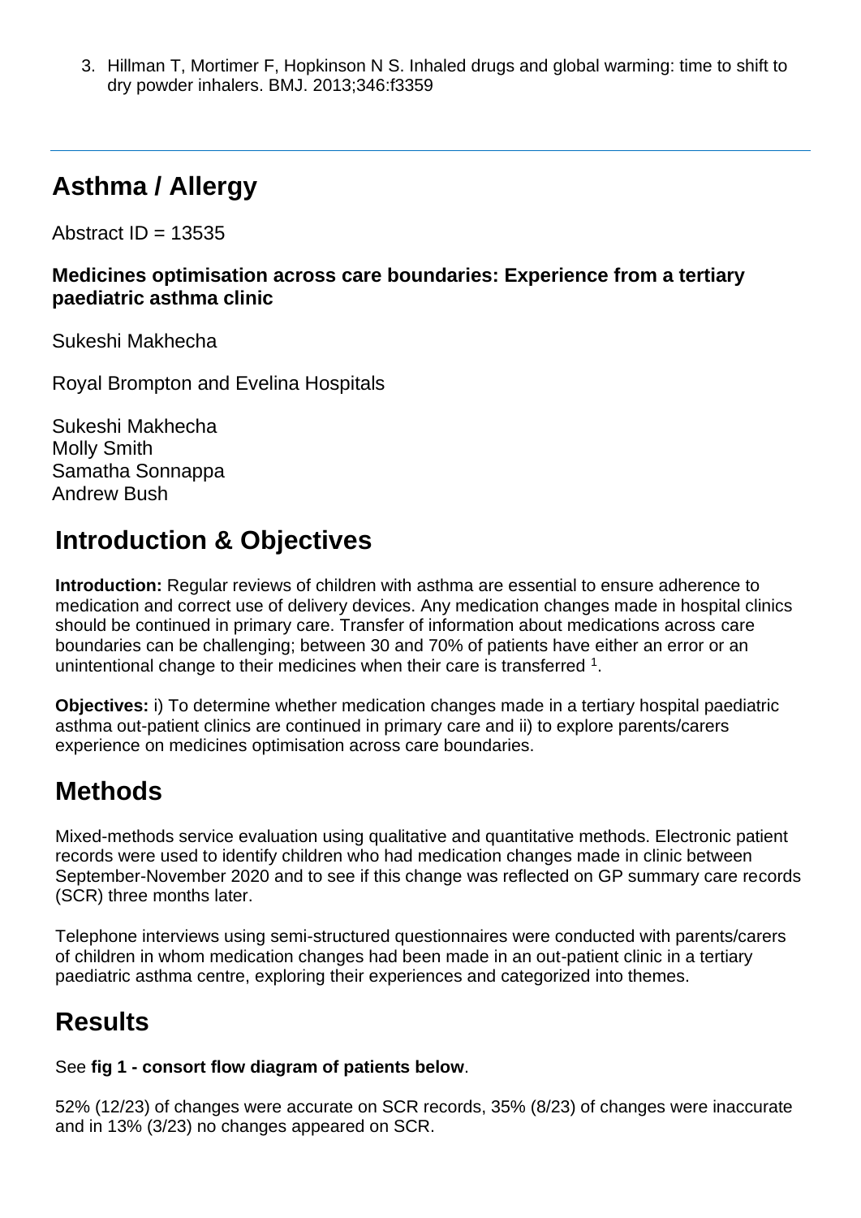3. Hillman T, Mortimer F, Hopkinson N S. Inhaled drugs and global warming: time to shift to dry powder inhalers. BMJ. 2013;346:f3359

---

# Asthma / Allergy

Abstract ID = 13535

**Medicines optimisation across care boundaries: Experience from a tertiary paediatric asthma clinic**

Sukeshi Makhecha

Royal Brompton and Evelina Hospitals

Sukeshi Makhecha
Molly Smith
Samatha Sonnappa
Andrew Bush

## Introduction & Objectives

**Introduction:** Regular reviews of children with asthma are essential to ensure adherence to medication and correct use of delivery devices. Any medication changes made in hospital clinics should be continued in primary care. Transfer of information about medications across care boundaries can be challenging; between 30 and 70% of patients have either an error or an unintentional change to their medicines when their care is transferred [1].

**Objectives:** i) To determine whether medication changes made in a tertiary hospital paediatric asthma out-patient clinics are continued in primary care and ii) to explore parents/carers experience on medicines optimisation across care boundaries.

## Methods

Mixed-methods service evaluation using qualitative and quantitative methods. Electronic patient records were used to identify children who had medication changes made in clinic between September-November 2020 and to see if this change was reflected on GP summary care records (SCR) three months later.

Telephone interviews using semi-structured questionnaires were conducted with parents/carers of children in whom medication changes had been made in an out-patient clinic in a tertiary paediatric asthma centre, exploring their experiences and categorized into themes.

## Results

See **fig 1 - consort flow diagram of patients below**.

52% (12/23) of changes were accurate on SCR records, 35% (8/23) of changes were inaccurate and in 13% (3/23) no changes appeared on SCR.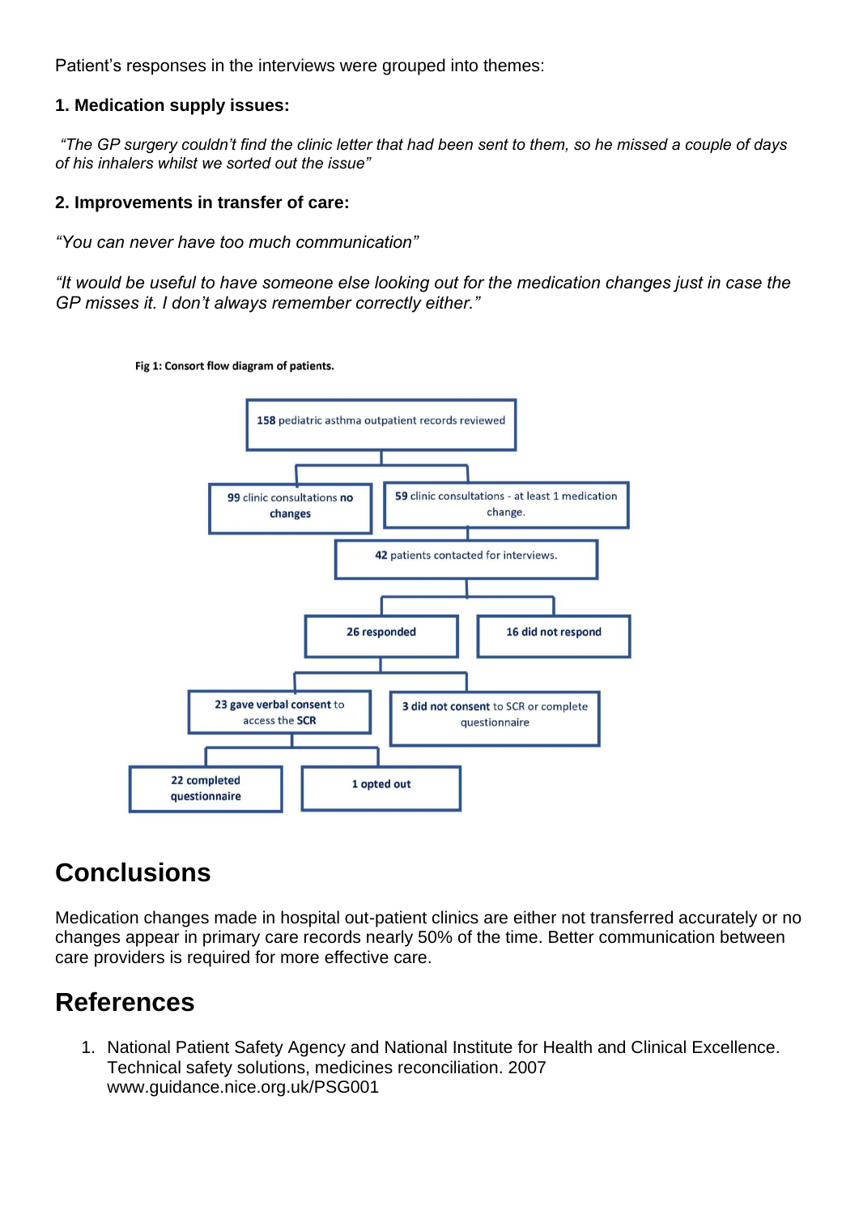Patient's responses in the interviews were grouped into themes:

**1. Medication supply issues:**

*"The GP surgery couldn't find the clinic letter that had been sent to them, so he missed a couple of days of his inhalers whilst we sorted out the issue"*

**2. Improvements in transfer of care:**

*"You can never have too much communication"*

*"It would be useful to have someone else looking out for the medication changes just in case the GP misses it. I don't always remember correctly either."*

**Fig 1: Consort flow diagram of patients.**

- **158** pediatric asthma outpatient records reviewed
  - **99** clinic consultations **no changes**
  - **59** clinic consultations - at least 1 medication change.
    - **42** patients contacted for interviews.
      - **26 responded**
        - **23 gave verbal consent** to access the **SCR**
          - **22 completed questionnaire**
          - **1 opted out**
        - **3 did not consent** to SCR or complete questionnaire
      - **16 did not respond**

# Conclusions

Medication changes made in hospital out-patient clinics are either not transferred accurately or no changes appear in primary care records nearly 50% of the time. Better communication between care providers is required for more effective care.

# References

1. National Patient Safety Agency and National Institute for Health and Clinical Excellence. Technical safety solutions, medicines reconciliation. 2007 www.guidance.nice.org.uk/PSG001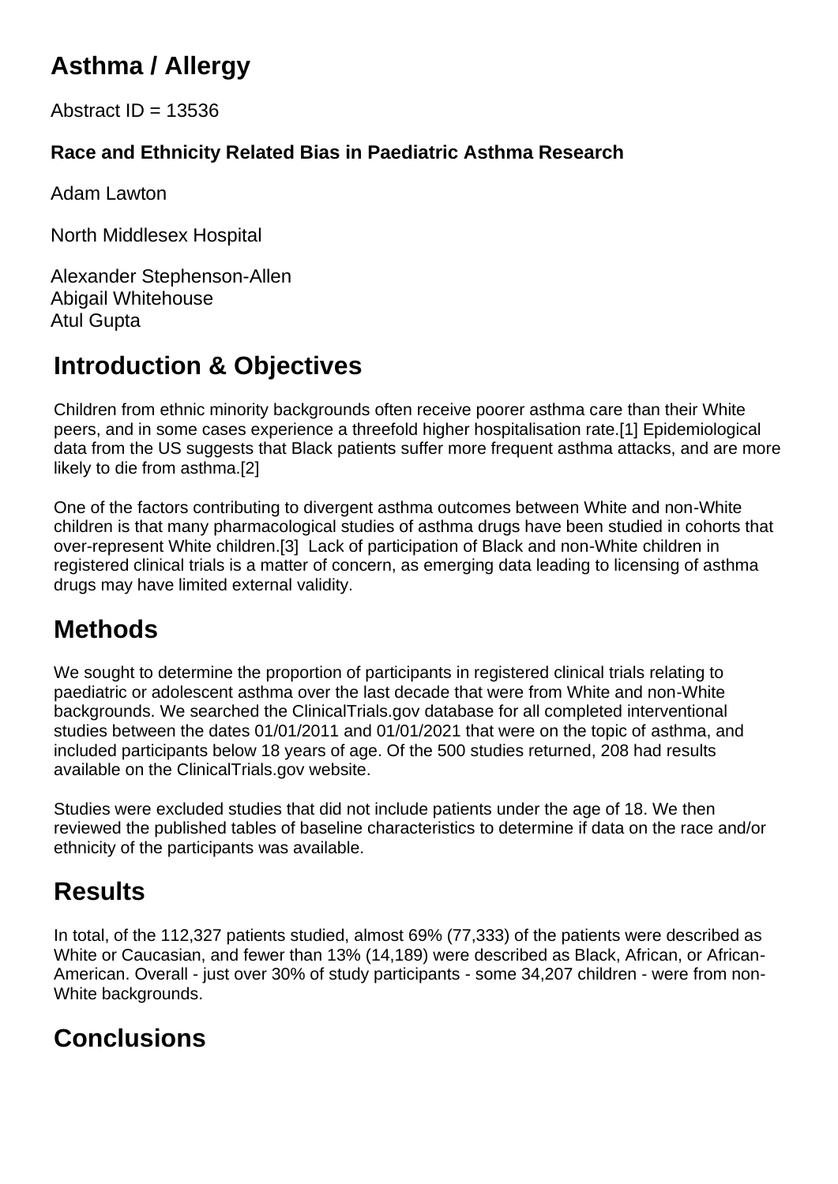# Asthma / Allergy

Abstract ID = 13536

### Race and Ethnicity Related Bias in Paediatric Asthma Research

Adam Lawton

North Middlesex Hospital

Alexander Stephenson-Allen
Abigail Whitehouse
Atul Gupta

## Introduction & Objectives

Children from ethnic minority backgrounds often receive poorer asthma care than their White peers, and in some cases experience a threefold higher hospitalisation rate.[1] Epidemiological data from the US suggests that Black patients suffer more frequent asthma attacks, and are more likely to die from asthma.[2]

One of the factors contributing to divergent asthma outcomes between White and non-White children is that many pharmacological studies of asthma drugs have been studied in cohorts that over-represent White children.[3] Lack of participation of Black and non-White children in registered clinical trials is a matter of concern, as emerging data leading to licensing of asthma drugs may have limited external validity.

## Methods

We sought to determine the proportion of participants in registered clinical trials relating to paediatric or adolescent asthma over the last decade that were from White and non-White backgrounds. We searched the ClinicalTrials.gov database for all completed interventional studies between the dates 01/01/2011 and 01/01/2021 that were on the topic of asthma, and included participants below 18 years of age. Of the 500 studies returned, 208 had results available on the ClinicalTrials.gov website.

Studies were excluded studies that did not include patients under the age of 18. We then reviewed the published tables of baseline characteristics to determine if data on the race and/or ethnicity of the participants was available.

## Results

In total, of the 112,327 patients studied, almost 69% (77,333) of the patients were described as White or Caucasian, and fewer than 13% (14,189) were described as Black, African, or African-American. Overall - just over 30% of study participants - some 34,207 children - were from non-White backgrounds.

## Conclusions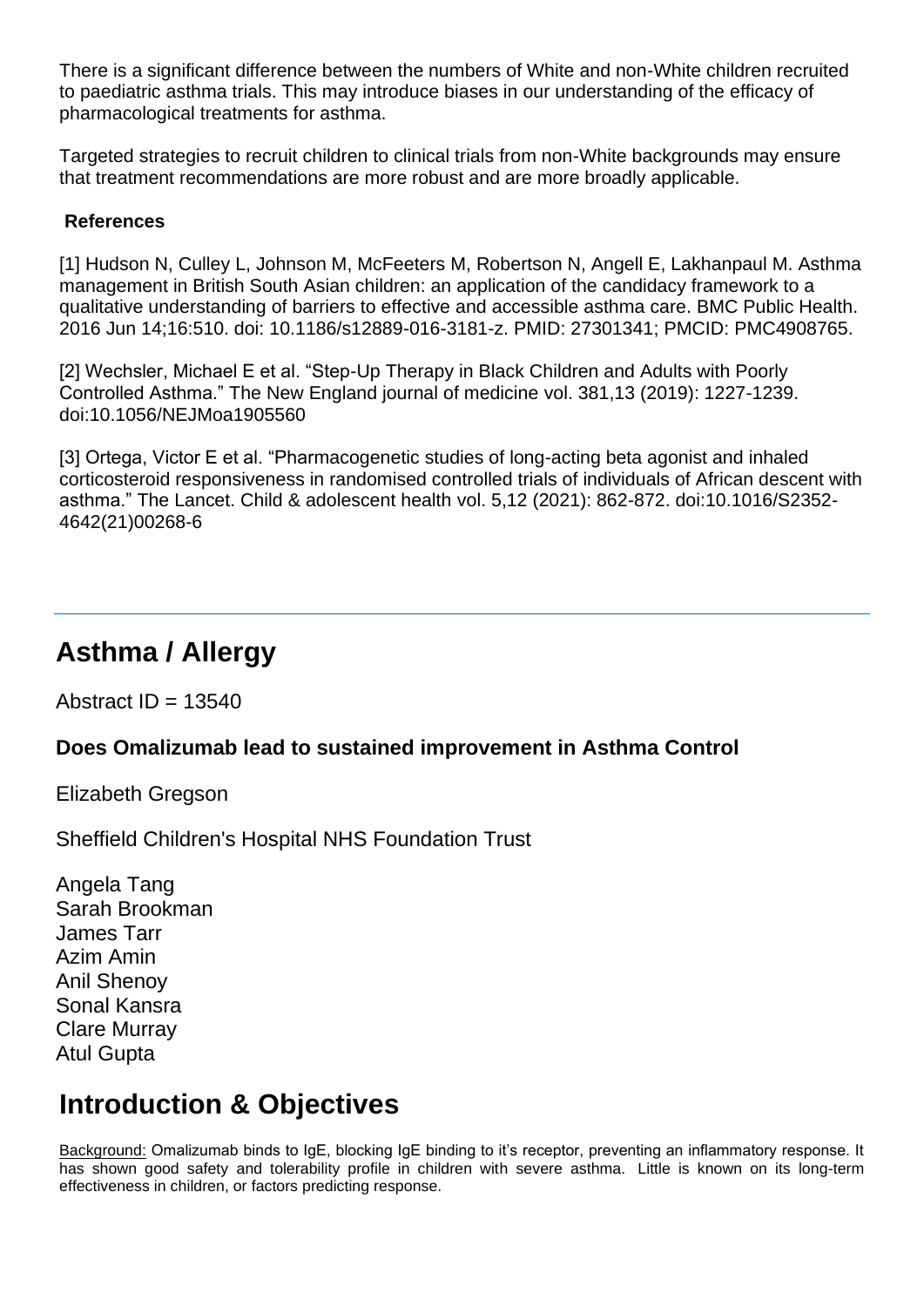There is a significant difference between the numbers of White and non-White children recruited to paediatric asthma trials. This may introduce biases in our understanding of the efficacy of pharmacological treatments for asthma.

Targeted strategies to recruit children to clinical trials from non-White backgrounds may ensure that treatment recommendations are more robust and are more broadly applicable.

**References**

[1] Hudson N, Culley L, Johnson M, McFeeters M, Robertson N, Angell E, Lakhanpaul M. Asthma management in British South Asian children: an application of the candidacy framework to a qualitative understanding of barriers to effective and accessible asthma care. BMC Public Health. 2016 Jun 14;16:510. doi: 10.1186/s12889-016-3181-z. PMID: 27301341; PMCID: PMC4908765.

[2] Wechsler, Michael E et al. "Step-Up Therapy in Black Children and Adults with Poorly Controlled Asthma." The New England journal of medicine vol. 381,13 (2019): 1227-1239. doi:10.1056/NEJMoa1905560

[3] Ortega, Victor E et al. "Pharmacogenetic studies of long-acting beta agonist and inhaled corticosteroid responsiveness in randomised controlled trials of individuals of African descent with asthma." The Lancet. Child & adolescent health vol. 5,12 (2021): 862-872. doi:10.1016/S2352-4642(21)00268-6

---

# Asthma / Allergy

Abstract ID = 13540

### Does Omalizumab lead to sustained improvement in Asthma Control

Elizabeth Gregson

Sheffield Children's Hospital NHS Foundation Trust

Angela Tang
Sarah Brookman
James Tarr
Azim Amin
Anil Shenoy
Sonal Kansra
Clare Murray
Atul Gupta

## Introduction & Objectives

Background: Omalizumab binds to IgE, blocking IgE binding to it's receptor, preventing an inflammatory response. It has shown good safety and tolerability profile in children with severe asthma. Little is known on its long-term effectiveness in children, or factors predicting response.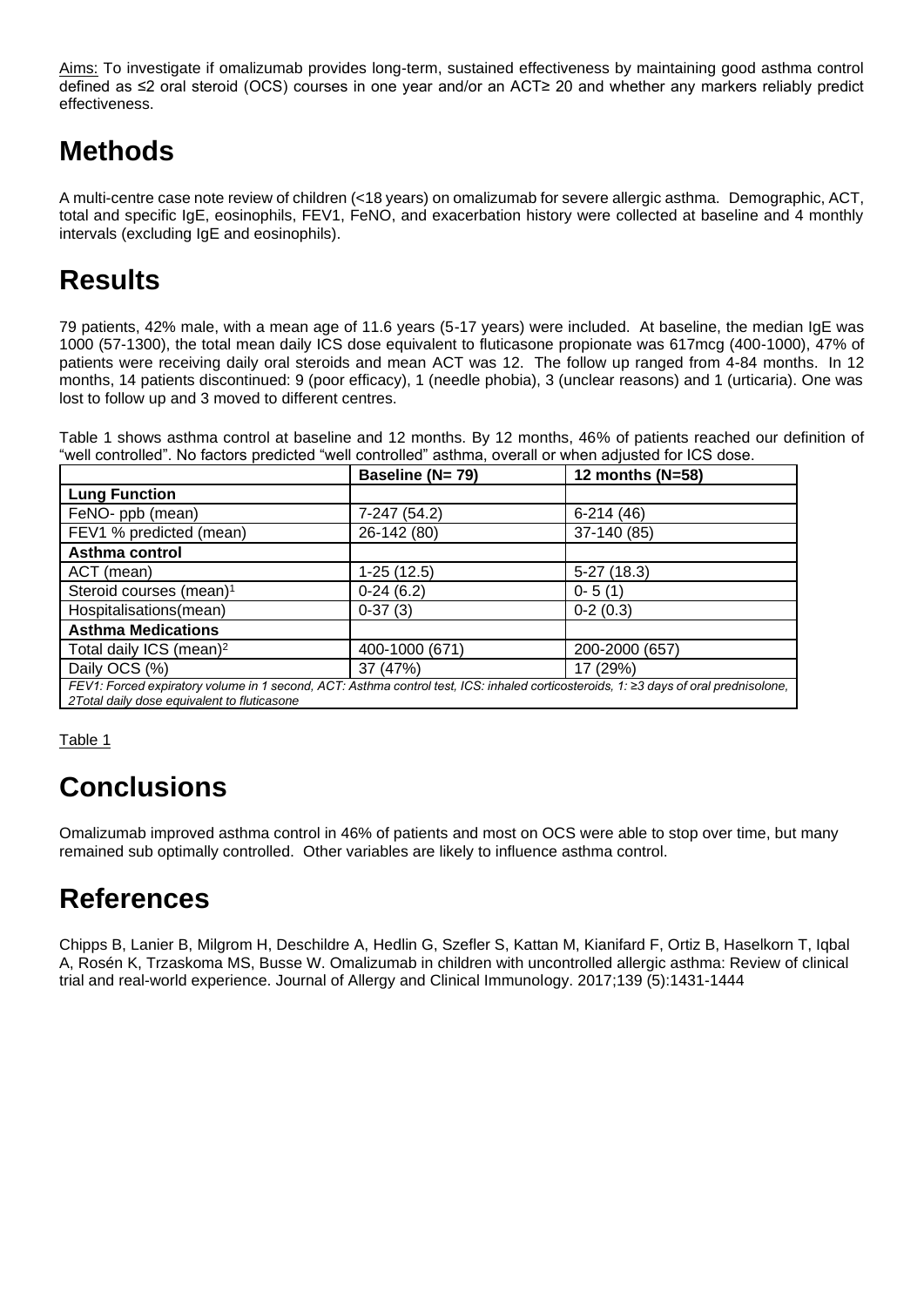Aims: To investigate if omalizumab provides long-term, sustained effectiveness by maintaining good asthma control defined as ≤2 oral steroid (OCS) courses in one year and/or an ACT≥ 20 and whether any markers reliably predict effectiveness.

# Methods

A multi-centre case note review of children (<18 years) on omalizumab for severe allergic asthma. Demographic, ACT, total and specific IgE, eosinophils, FEV1, FeNO, and exacerbation history were collected at baseline and 4 monthly intervals (excluding IgE and eosinophils).

# Results

79 patients, 42% male, with a mean age of 11.6 years (5-17 years) were included. At baseline, the median IgE was 1000 (57-1300), the total mean daily ICS dose equivalent to fluticasone propionate was 617mcg (400-1000), 47% of patients were receiving daily oral steroids and mean ACT was 12. The follow up ranged from 4-84 months. In 12 months, 14 patients discontinued: 9 (poor efficacy), 1 (needle phobia), 3 (unclear reasons) and 1 (urticaria). One was lost to follow up and 3 moved to different centres.

Table 1 shows asthma control at baseline and 12 months. By 12 months, 46% of patients reached our definition of "well controlled". No factors predicted "well controlled" asthma, overall or when adjusted for ICS dose.

| | Baseline (N= 79) | 12 months (N=58) |
|---|---|---|
| **Lung Function** | | |
| FeNO- ppb (mean) | 7-247 (54.2) | 6-214 (46) |
| FEV1 % predicted (mean) | 26-142 (80) | 37-140 (85) |
| **Asthma control** | | |
| ACT (mean) | 1-25 (12.5) | 5-27 (18.3) |
| Steroid courses (mean)[1] | 0-24 (6.2) | 0- 5 (1) |
| Hospitalisations(mean) | 0-37 (3) | 0-2 (0.3) |
| **Asthma Medications** | | |
| Total daily ICS (mean)[2] | 400-1000 (671) | 200-2000 (657) |
| Daily OCS (%) | 37 (47%) | 17 (29%) |

*FEV1: Forced expiratory volume in 1 second, ACT: Asthma control test, ICS: inhaled corticosteroids, 1: ≥3 days of oral prednisolone, 2Total daily dose equivalent to fluticasone*

Table 1

# Conclusions

Omalizumab improved asthma control in 46% of patients and most on OCS were able to stop over time, but many remained sub optimally controlled. Other variables are likely to influence asthma control.

# References

Chipps B, Lanier B, Milgrom H, Deschildre A, Hedlin G, Szefler S, Kattan M, Kianifard F, Ortiz B, Haselkorn T, Iqbal A, Rosén K, Trzaskoma MS, Busse W. Omalizumab in children with uncontrolled allergic asthma: Review of clinical trial and real-world experience. Journal of Allergy and Clinical Immunology. 2017;139 (5):1431-1444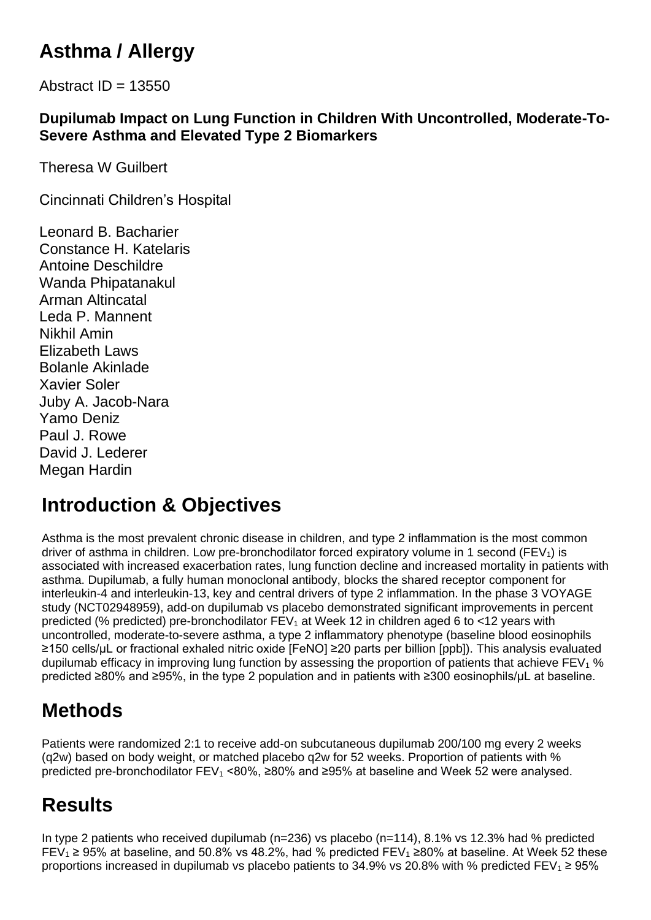# Asthma / Allergy

Abstract ID = 13550

**Dupilumab Impact on Lung Function in Children With Uncontrolled, Moderate-To-Severe Asthma and Elevated Type 2 Biomarkers**

Theresa W Guilbert

Cincinnati Children's Hospital

Leonard B. Bacharier
Constance H. Katelaris
Antoine Deschildre
Wanda Phipatanakul
Arman Altincatal
Leda P. Mannent
Nikhil Amin
Elizabeth Laws
Bolanle Akinlade
Xavier Soler
Juby A. Jacob-Nara
Yamo Deniz
Paul J. Rowe
David J. Lederer
Megan Hardin

## Introduction & Objectives

Asthma is the most prevalent chronic disease in children, and type 2 inflammation is the most common driver of asthma in children. Low pre-bronchodilator forced expiratory volume in 1 second ($FEV_1$) is associated with increased exacerbation rates, lung function decline and increased mortality in patients with asthma. Dupilumab, a fully human monoclonal antibody, blocks the shared receptor component for interleukin-4 and interleukin-13, key and central drivers of type 2 inflammation. In the phase 3 VOYAGE study (NCT02948959), add-on dupilumab vs placebo demonstrated significant improvements in percent predicted (% predicted) pre-bronchodilator $FEV_1$ at Week 12 in children aged 6 to <12 years with uncontrolled, moderate-to-severe asthma, a type 2 inflammatory phenotype (baseline blood eosinophils ≥150 cells/µL or fractional exhaled nitric oxide [FeNO] ≥20 parts per billion [ppb]). This analysis evaluated dupilumab efficacy in improving lung function by assessing the proportion of patients that achieve $FEV_1$ % predicted ≥80% and ≥95%, in the type 2 population and in patients with ≥300 eosinophils/µL at baseline.

## Methods

Patients were randomized 2:1 to receive add-on subcutaneous dupilumab 200/100 mg every 2 weeks (q2w) based on body weight, or matched placebo q2w for 52 weeks. Proportion of patients with % predicted pre-bronchodilator $FEV_1$ <80%, ≥80% and ≥95% at baseline and Week 52 were analysed.

## Results

In type 2 patients who received dupilumab (n=236) vs placebo (n=114), 8.1% vs 12.3% had % predicted $FEV_1$ ≥ 95% at baseline, and 50.8% vs 48.2%, had % predicted $FEV_1$ ≥80% at baseline. At Week 52 these proportions increased in dupilumab vs placebo patients to 34.9% vs 20.8% with % predicted $FEV_1$ ≥ 95%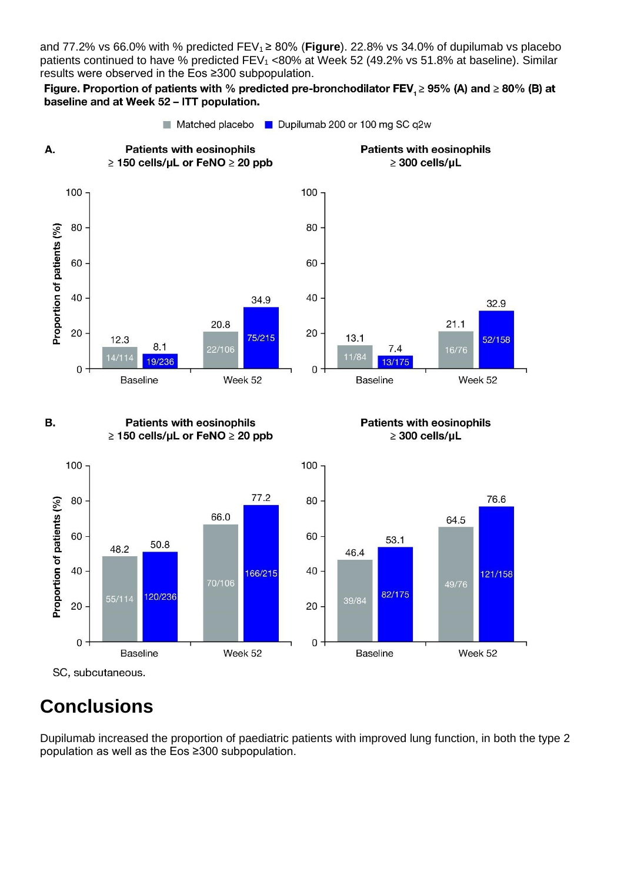and 77.2% vs 66.0% with % predicted $FEV_1 \geq 80\%$ (**Figure**). 22.8% vs 34.0% of dupilumab vs placebo patients continued to have % predicted $FEV_1$ <80% at Week 52 (49.2% vs 51.8% at baseline). Similar results were observed in the Eos ≥300 subpopulation.

**Figure. Proportion of patients with % predicted pre-bronchodilator $FEV_1 \geq 95\%$ (A) and ≥ 80% (B) at baseline and at Week 52 – ITT population.**

Matched placebo | Dupilumab 200 or 100 mg SC q2w

**A.**

| Patients with eosinophils ≥ 150 cells/μL or FeNO ≥ 20 ppb | Matched placebo | Dupilumab 200 or 100 mg SC q2w |
|---|---|---|
| Baseline | 12.3 (14/114) | 8.1 (19/236) |
| Week 52 | 20.8 (22/106) | 34.9 (75/215) |

| Patients with eosinophils ≥ 300 cells/μL | Matched placebo | Dupilumab 200 or 100 mg SC q2w |
|---|---|---|
| Baseline | 13.1 (11/84) | 7.4 (13/175) |
| Week 52 | 21.1 (16/76) | 32.9 (52/158) |

**B.**

| Patients with eosinophils ≥ 150 cells/μL or FeNO ≥ 20 ppb | Matched placebo | Dupilumab 200 or 100 mg SC q2w |
|---|---|---|
| Baseline | 48.2 (55/114) | 50.8 (120/236) |
| Week 52 | 66.0 (70/106) | 77.2 (166/215) |

| Patients with eosinophils ≥ 300 cells/μL | Matched placebo | Dupilumab 200 or 100 mg SC q2w |
|---|---|---|
| Baseline | 46.4 (39/84) | 53.1 (82/175) |
| Week 52 | 64.5 (49/76) | 76.6 (121/158) |

Y-axis: Proportion of patients (%)

SC, subcutaneous.

# Conclusions

Dupilumab increased the proportion of paediatric patients with improved lung function, in both the type 2 population as well as the Eos ≥300 subpopulation.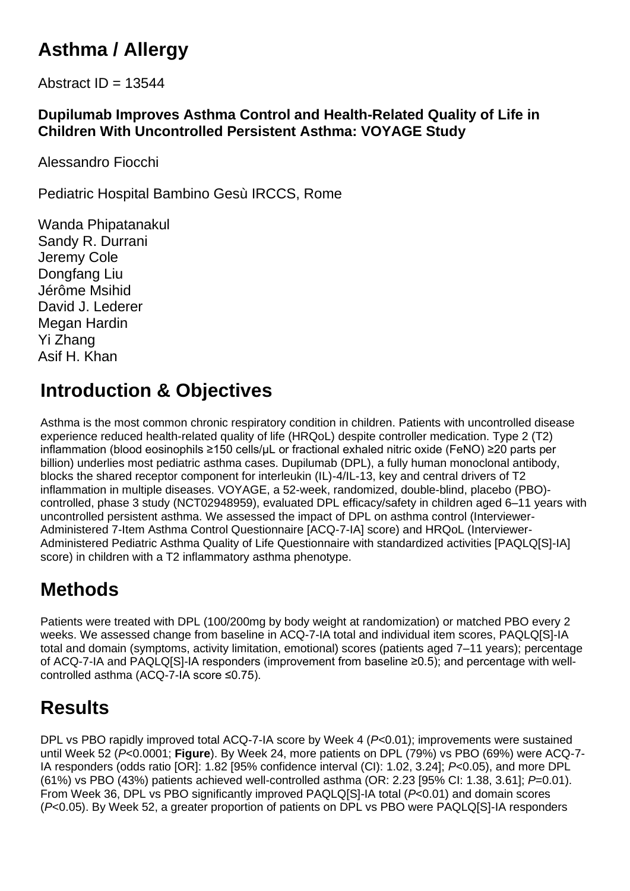# Asthma / Allergy

Abstract ID = 13544

### Dupilumab Improves Asthma Control and Health-Related Quality of Life in Children With Uncontrolled Persistent Asthma: VOYAGE Study

Alessandro Fiocchi

Pediatric Hospital Bambino Gesù IRCCS, Rome

Wanda Phipatanakul
Sandy R. Durrani
Jeremy Cole
Dongfang Liu
Jérôme Msihid
David J. Lederer
Megan Hardin
Yi Zhang
Asif H. Khan

## Introduction & Objectives

Asthma is the most common chronic respiratory condition in children. Patients with uncontrolled disease experience reduced health-related quality of life (HRQoL) despite controller medication. Type 2 (T2) inflammation (blood eosinophils ≥150 cells/μL or fractional exhaled nitric oxide (FeNO) ≥20 parts per billion) underlies most pediatric asthma cases. Dupilumab (DPL), a fully human monoclonal antibody, blocks the shared receptor component for interleukin (IL)-4/IL-13, key and central drivers of T2 inflammation in multiple diseases. VOYAGE, a 52-week, randomized, double-blind, placebo (PBO)-controlled, phase 3 study (NCT02948959), evaluated DPL efficacy/safety in children aged 6–11 years with uncontrolled persistent asthma. We assessed the impact of DPL on asthma control (Interviewer-Administered 7-Item Asthma Control Questionnaire [ACQ-7-IA] score) and HRQoL (Interviewer-Administered Pediatric Asthma Quality of Life Questionnaire with standardized activities [PAQLQ[S]-IA] score) in children with a T2 inflammatory asthma phenotype.

## Methods

Patients were treated with DPL (100/200mg by body weight at randomization) or matched PBO every 2 weeks. We assessed change from baseline in ACQ-7-IA total and individual item scores, PAQLQ[S]-IA total and domain (symptoms, activity limitation, emotional) scores (patients aged 7–11 years); percentage of ACQ-7-IA and PAQLQ[S]-IA responders (improvement from baseline ≥0.5); and percentage with well-controlled asthma (ACQ-7-IA score ≤0.75).

## Results

DPL vs PBO rapidly improved total ACQ-7-IA score by Week 4 (*P*<0.01); improvements were sustained until Week 52 (*P*<0.0001; **Figure**). By Week 24, more patients on DPL (79%) vs PBO (69%) were ACQ-7-IA responders (odds ratio [OR]: 1.82 [95% confidence interval (CI): 1.02, 3.24]; *P*<0.05), and more DPL (61%) vs PBO (43%) patients achieved well-controlled asthma (OR: 2.23 [95% CI: 1.38, 3.61]; *P*=0.01). From Week 36, DPL vs PBO significantly improved PAQLQ[S]-IA total (*P*<0.01) and domain scores (*P*<0.05). By Week 52, a greater proportion of patients on DPL vs PBO were PAQLQ[S]-IA responders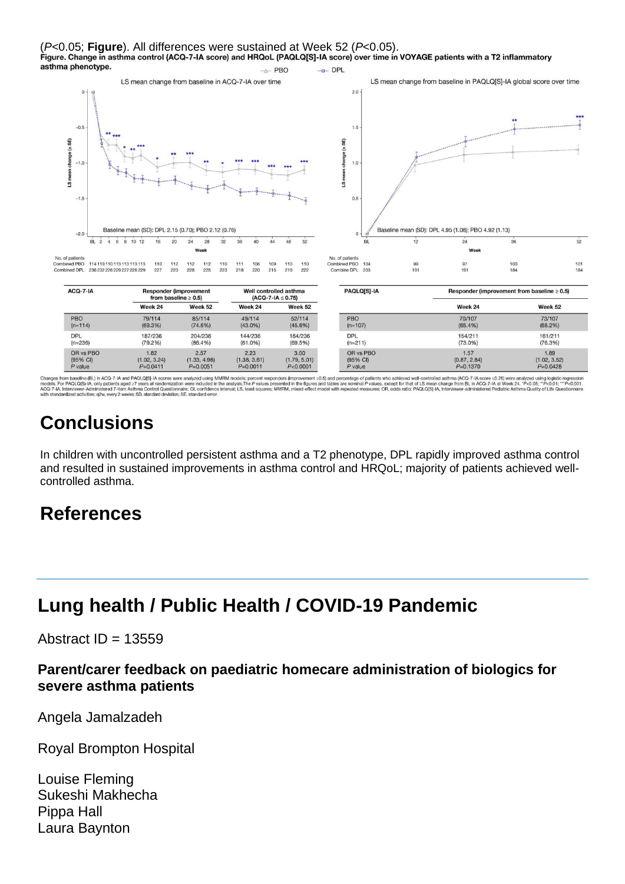(*P*<0.05; **Figure**). All differences were sustained at Week 52 (*P*<0.05).

**Figure. Change in asthma control (ACQ-7-IA score) and HRQoL (PAQLQ[S]-IA score) over time in VOYAGE patients with a T2 inflammatory asthma phenotype.**

| ACQ-7-IA | Responder (improvement from baseline ≥ 0.5) | | Well controlled asthma (ACQ-7-IA ≤ 0.75) | |
|---|---|---|---|---|
| | Week 24 | Week 52 | Week 24 | Week 52 |
| PBO (n=114) | 79/114 (69.3%) | 85/114 (74.6%) | 49/114 (43.0%) | 52/114 (45.6%) |
| DPL (n=236) | 187/236 (79.2%) | 204/236 (86.4%) | 144/236 (61.0%) | 164/236 (69.5%) |
| OR vs PBO (95% CI) *P* value | 1.82 (1.02, 3.24) *P*=0.0411 | 2.57 (1.33, 4.98) *P*=0.0051 | 2.23 (1.38, 3.61) *P*=0.0011 | 3.00 (1.79, 5.01) *P*<0.0001 |

| PAQLQ[S]-IA | Responder (improvement from baseline ≥ 0.5) | |
|---|---|---|
| | Week 24 | Week 52 |
| PBO (n=107) | 70/107 (65.4%) | 73/107 (68.2%) |
| DPL (n=211) | 154/211 (73.0%) | 161/211 (76.3%) |
| OR vs PBO (95% CI) *P* value | 1.57 (0.87, 2.84) *P*=0.1370 | 1.89 (1.02, 3.52) *P*=0.0428 |

Changes from baseline (BL) in ACQ-7-IA and PAQLQ[S]-IA scores were analyzed using MMRM models; percent responders (improvement ≥0.5) and percentage of patients who achieved well-controlled asthma (ACQ-7-IA score ≤0.75) were analyzed using logistic regression models. For PAQLQ(S)-IA, only patients aged ≥7 years at randomization were included in the analysis. The *P* values presented in the figures and tables are nominal *P* values, except for that of LS mean change from BL in ACQ-7-IA at Week 24. \**P*<0.05; \*\**P*<0.01; \*\*\**P*<0.001. ACQ-7-IA, Interviewer-Administered 7-item Asthma Control Questionnaire; CI, confidence interval; LS, least squares; MMRM, mixed-effect model with repeated measures; OR, odds ratio; PAQLQ[S]-IA, Interviewer-administered Pediatric Asthma Quality of Life Questionnaire with standardized activities; q2w, every 2 weeks; SD, standard deviation; SE, standard error.

## Conclusions

In children with uncontrolled persistent asthma and a T2 phenotype, DPL rapidly improved asthma control and resulted in sustained improvements in asthma control and HRQoL; majority of patients achieved well-controlled asthma.

## References

---

## Lung health / Public Health / COVID-19 Pandemic

Abstract ID = 13559

### Parent/carer feedback on paediatric homecare administration of biologics for severe asthma patients

Angela Jamalzadeh

Royal Brompton Hospital

Louise Fleming
Sukeshi Makhecha
Pippa Hall
Laura Baynton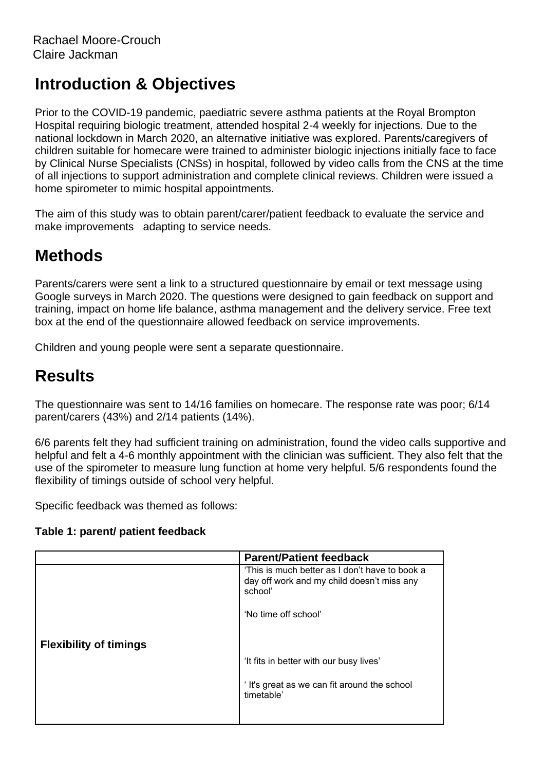Rachael Moore-Crouch
Claire Jackman

## Introduction & Objectives

Prior to the COVID-19 pandemic, paediatric severe asthma patients at the Royal Brompton Hospital requiring biologic treatment, attended hospital 2-4 weekly for injections. Due to the national lockdown in March 2020, an alternative initiative was explored. Parents/caregivers of children suitable for homecare were trained to administer biologic injections initially face to face by Clinical Nurse Specialists (CNSs) in hospital, followed by video calls from the CNS at the time of all injections to support administration and complete clinical reviews. Children were issued a home spirometer to mimic hospital appointments.

The aim of this study was to obtain parent/carer/patient feedback to evaluate the service and make improvements adapting to service needs.

## Methods

Parents/carers were sent a link to a structured questionnaire by email or text message using Google surveys in March 2020. The questions were designed to gain feedback on support and training, impact on home life balance, asthma management and the delivery service. Free text box at the end of the questionnaire allowed feedback on service improvements.

Children and young people were sent a separate questionnaire.

## Results

The questionnaire was sent to 14/16 families on homecare. The response rate was poor; 6/14 parent/carers (43%) and 2/14 patients (14%).

6/6 parents felt they had sufficient training on administration, found the video calls supportive and helpful and felt a 4-6 monthly appointment with the clinician was sufficient. They also felt that the use of the spirometer to measure lung function at home very helpful. 5/6 respondents found the flexibility of timings outside of school very helpful.

Specific feedback was themed as follows:

**Table 1: parent/ patient feedback**

| | **Parent/Patient feedback** |
|---|---|
| **Flexibility of timings** | 'This is much better as I don't have to book a day off work and my child doesn't miss any school'<br><br>'No time off school'<br><br>'It fits in better with our busy lives'<br><br>' It's great as we can fit around the school timetable' |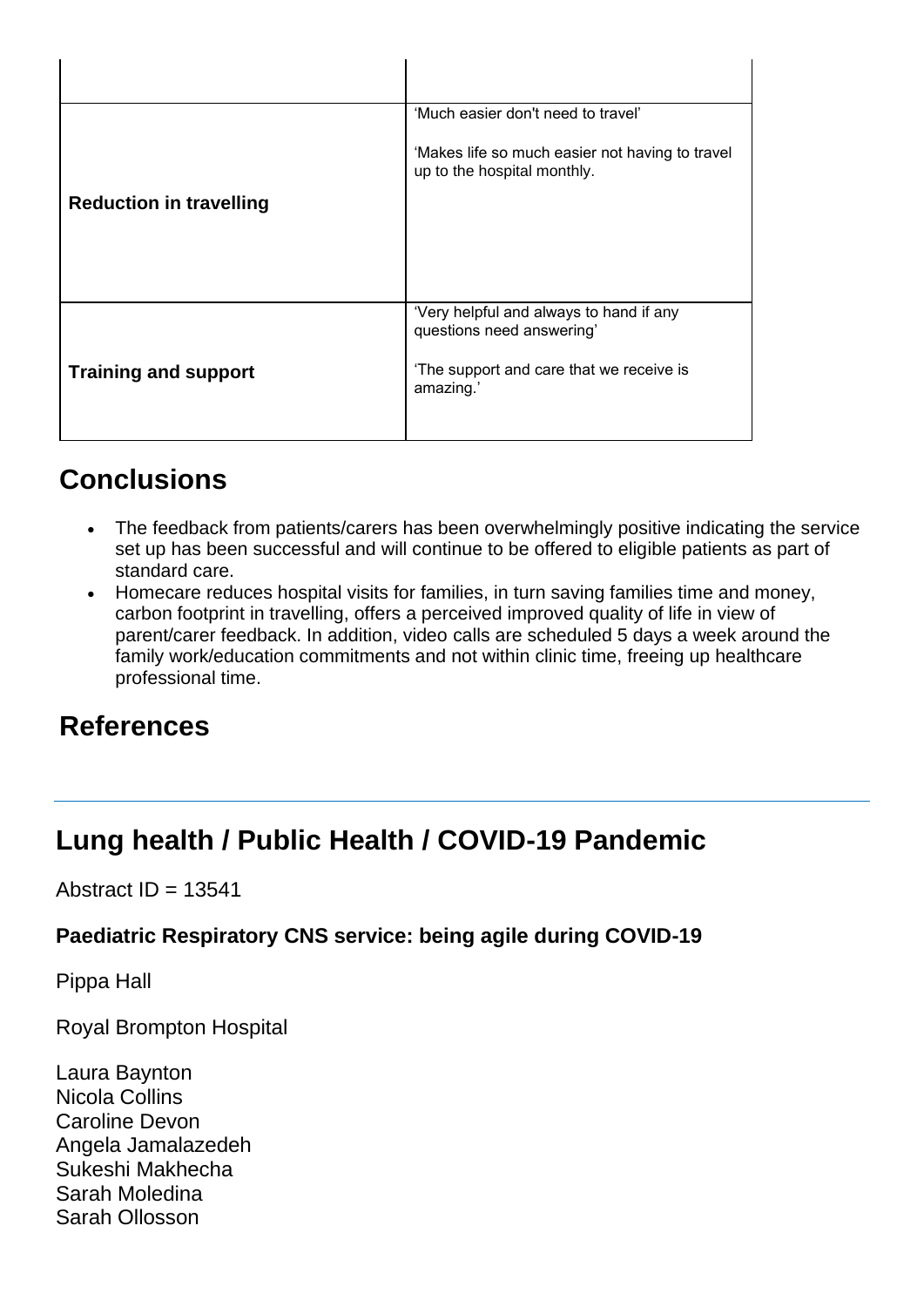| | |
|---|---|
| | |
| **Reduction in travelling** | 'Much easier don't need to travel'<br><br>'Makes life so much easier not having to travel up to the hospital monthly. |
| **Training and support** | 'Very helpful and always to hand if any questions need answering'<br><br>'The support and care that we receive is amazing.' |

## Conclusions

- The feedback from patients/carers has been overwhelmingly positive indicating the service set up has been successful and will continue to be offered to eligible patients as part of standard care.
- Homecare reduces hospital visits for families, in turn saving families time and money, carbon footprint in travelling, offers a perceived improved quality of life in view of parent/carer feedback. In addition, video calls are scheduled 5 days a week around the family work/education commitments and not within clinic time, freeing up healthcare professional time.

## References

---

# Lung health / Public Health / COVID-19 Pandemic

Abstract ID = 13541

### Paediatric Respiratory CNS service: being agile during COVID-19

Pippa Hall

Royal Brompton Hospital

Laura Baynton
Nicola Collins
Caroline Devon
Angela Jamalazedeh
Sukeshi Makhecha
Sarah Moledina
Sarah Ollosson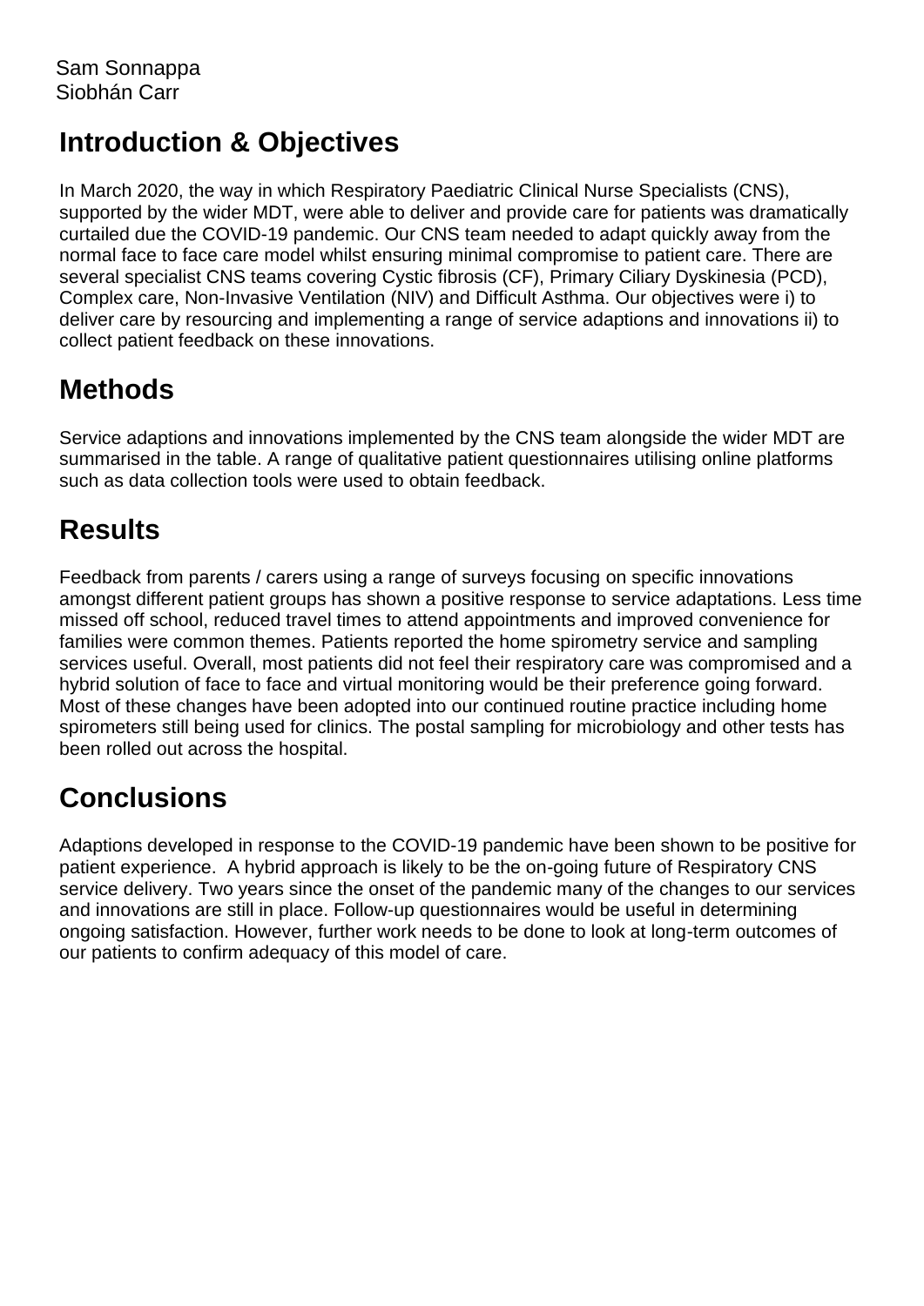Sam Sonnappa
Siobhán Carr

## Introduction & Objectives

In March 2020, the way in which Respiratory Paediatric Clinical Nurse Specialists (CNS), supported by the wider MDT, were able to deliver and provide care for patients was dramatically curtailed due the COVID-19 pandemic. Our CNS team needed to adapt quickly away from the normal face to face care model whilst ensuring minimal compromise to patient care. There are several specialist CNS teams covering Cystic fibrosis (CF), Primary Ciliary Dyskinesia (PCD), Complex care, Non-Invasive Ventilation (NIV) and Difficult Asthma. Our objectives were i) to deliver care by resourcing and implementing a range of service adaptions and innovations ii) to collect patient feedback on these innovations.

## Methods

Service adaptions and innovations implemented by the CNS team alongside the wider MDT are summarised in the table. A range of qualitative patient questionnaires utilising online platforms such as data collection tools were used to obtain feedback.

## Results

Feedback from parents / carers using a range of surveys focusing on specific innovations amongst different patient groups has shown a positive response to service adaptations. Less time missed off school, reduced travel times to attend appointments and improved convenience for families were common themes. Patients reported the home spirometry service and sampling services useful. Overall, most patients did not feel their respiratory care was compromised and a hybrid solution of face to face and virtual monitoring would be their preference going forward. Most of these changes have been adopted into our continued routine practice including home spirometers still being used for clinics. The postal sampling for microbiology and other tests has been rolled out across the hospital.

## Conclusions

Adaptions developed in response to the COVID-19 pandemic have been shown to be positive for patient experience. A hybrid approach is likely to be the on-going future of Respiratory CNS service delivery. Two years since the onset of the pandemic many of the changes to our services and innovations are still in place. Follow-up questionnaires would be useful in determining ongoing satisfaction. However, further work needs to be done to look at long-term outcomes of our patients to confirm adequacy of this model of care.